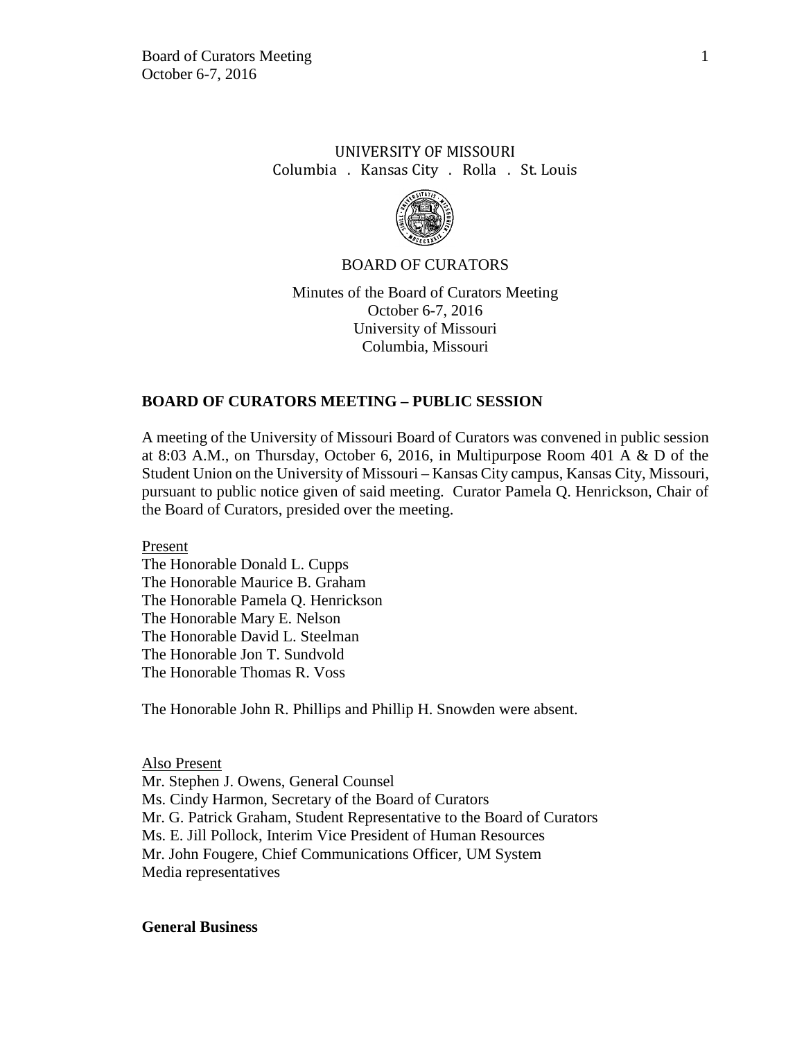UNIVERSITY OF MISSOURI
Columbia . Kansas City . Rolla . St. Louis

BOARD OF CURATORS

Minutes of the Board of Curators Meeting
October 6-7, 2016
University of Missouri
Columbia, Missouri

## BOARD OF CURATORS MEETING – PUBLIC SESSION

A meeting of the University of Missouri Board of Curators was convened in public session at 8:03 A.M., on Thursday, October 6, 2016, in Multipurpose Room 401 A & D of the Student Union on the University of Missouri – Kansas City campus, Kansas City, Missouri, pursuant to public notice given of said meeting. Curator Pamela Q. Henrickson, Chair of the Board of Curators, presided over the meeting.

Present
The Honorable Donald L. Cupps
The Honorable Maurice B. Graham
The Honorable Pamela Q. Henrickson
The Honorable Mary E. Nelson
The Honorable David L. Steelman
The Honorable Jon T. Sundvold
The Honorable Thomas R. Voss

The Honorable John R. Phillips and Phillip H. Snowden were absent.

Also Present
Mr. Stephen J. Owens, General Counsel
Ms. Cindy Harmon, Secretary of the Board of Curators
Mr. G. Patrick Graham, Student Representative to the Board of Curators
Ms. E. Jill Pollock, Interim Vice President of Human Resources
Mr. John Fougere, Chief Communications Officer, UM System
Media representatives

**General Business**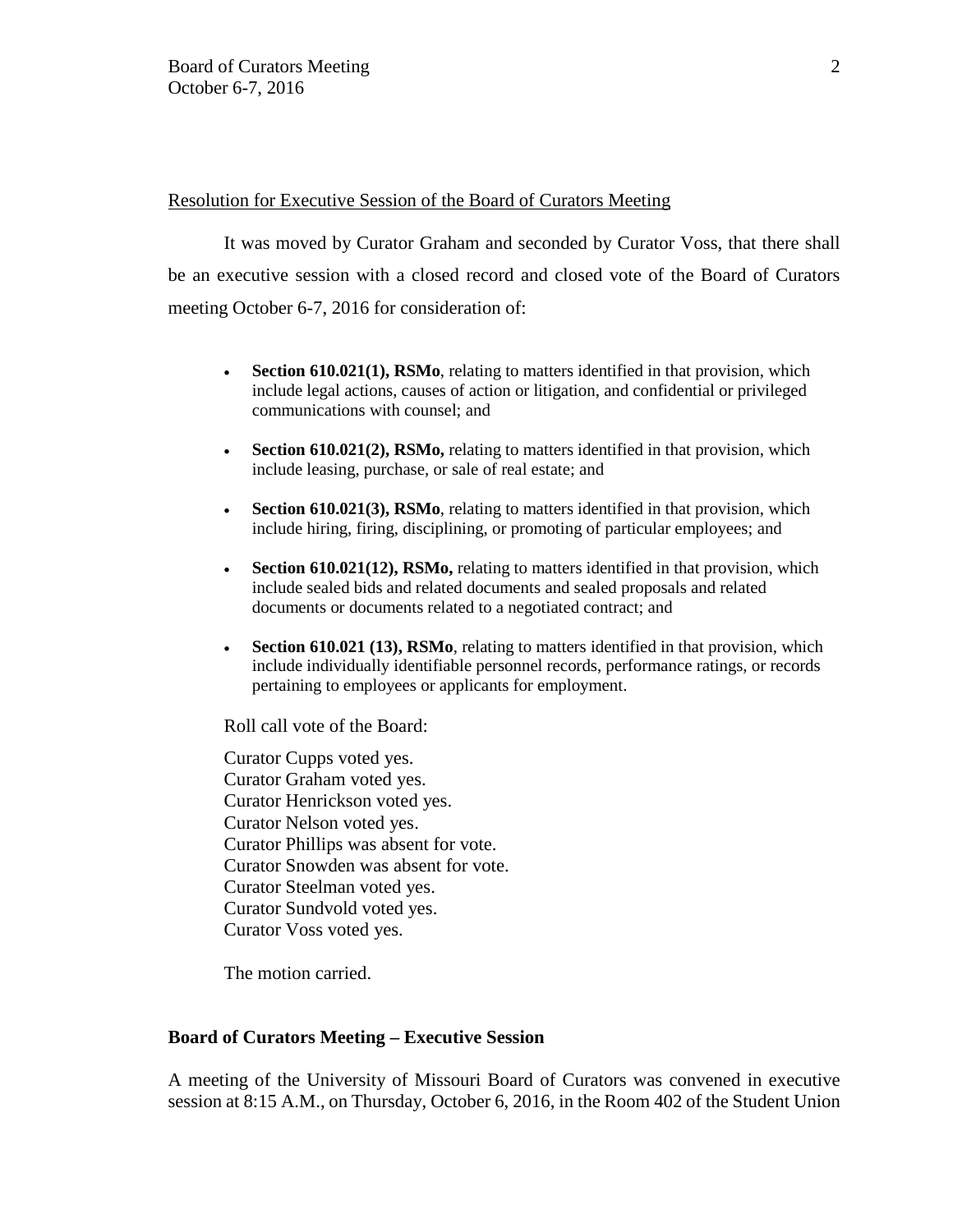Resolution for Executive Session of the Board of Curators Meeting

It was moved by Curator Graham and seconded by Curator Voss, that there shall be an executive session with a closed record and closed vote of the Board of Curators meeting October 6-7, 2016 for consideration of:

- **Section 610.021(1), RSMo**, relating to matters identified in that provision, which include legal actions, causes of action or litigation, and confidential or privileged communications with counsel; and
- **Section 610.021(2), RSMo,** relating to matters identified in that provision, which include leasing, purchase, or sale of real estate; and
- **Section 610.021(3), RSMo**, relating to matters identified in that provision, which include hiring, firing, disciplining, or promoting of particular employees; and
- **Section 610.021(12), RSMo,** relating to matters identified in that provision, which include sealed bids and related documents and sealed proposals and related documents or documents related to a negotiated contract; and
- **Section 610.021 (13), RSMo**, relating to matters identified in that provision, which include individually identifiable personnel records, performance ratings, or records pertaining to employees or applicants for employment.

Roll call vote of the Board:

Curator Cupps voted yes.
Curator Graham voted yes.
Curator Henrickson voted yes.
Curator Nelson voted yes.
Curator Phillips was absent for vote.
Curator Snowden was absent for vote.
Curator Steelman voted yes.
Curator Sundvold voted yes.
Curator Voss voted yes.

The motion carried.

**Board of Curators Meeting – Executive Session**

A meeting of the University of Missouri Board of Curators was convened in executive session at 8:15 A.M., on Thursday, October 6, 2016, in the Room 402 of the Student Union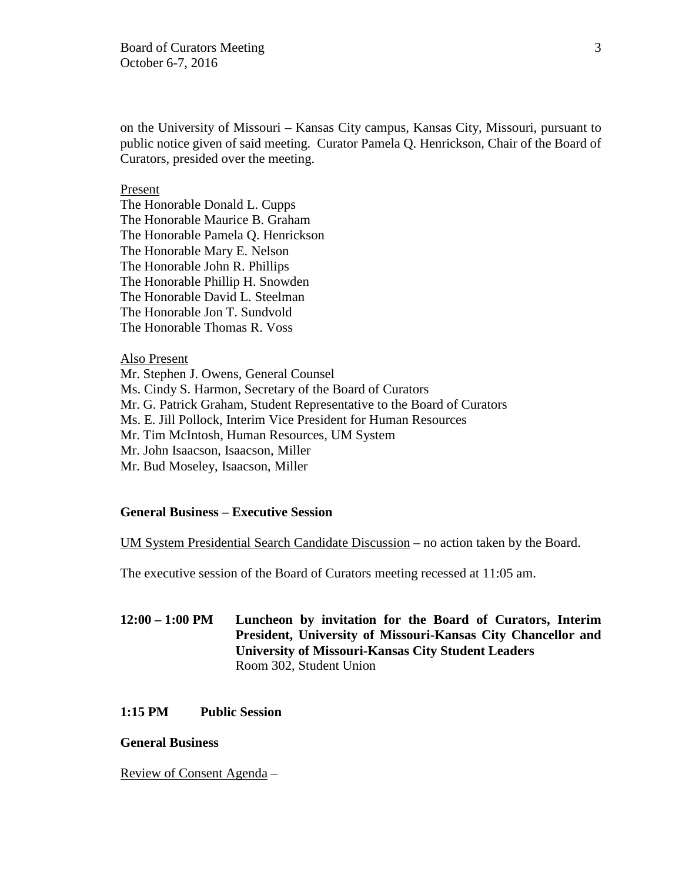on the University of Missouri – Kansas City campus, Kansas City, Missouri, pursuant to public notice given of said meeting. Curator Pamela Q. Henrickson, Chair of the Board of Curators, presided over the meeting.

Present
The Honorable Donald L. Cupps
The Honorable Maurice B. Graham
The Honorable Pamela Q. Henrickson
The Honorable Mary E. Nelson
The Honorable John R. Phillips
The Honorable Phillip H. Snowden
The Honorable David L. Steelman
The Honorable Jon T. Sundvold
The Honorable Thomas R. Voss

Also Present
Mr. Stephen J. Owens, General Counsel
Ms. Cindy S. Harmon, Secretary of the Board of Curators
Mr. G. Patrick Graham, Student Representative to the Board of Curators
Ms. E. Jill Pollock, Interim Vice President for Human Resources
Mr. Tim McIntosh, Human Resources, UM System
Mr. John Isaacson, Isaacson, Miller
Mr. Bud Moseley, Isaacson, Miller

**General Business – Executive Session**

UM System Presidential Search Candidate Discussion – no action taken by the Board.

The executive session of the Board of Curators meeting recessed at 11:05 am.

**12:00 – 1:00 PM Luncheon by invitation for the Board of Curators, Interim President, University of Missouri-Kansas City Chancellor and University of Missouri-Kansas City Student Leaders**
Room 302, Student Union

**1:15 PM Public Session**

**General Business**

Review of Consent Agenda –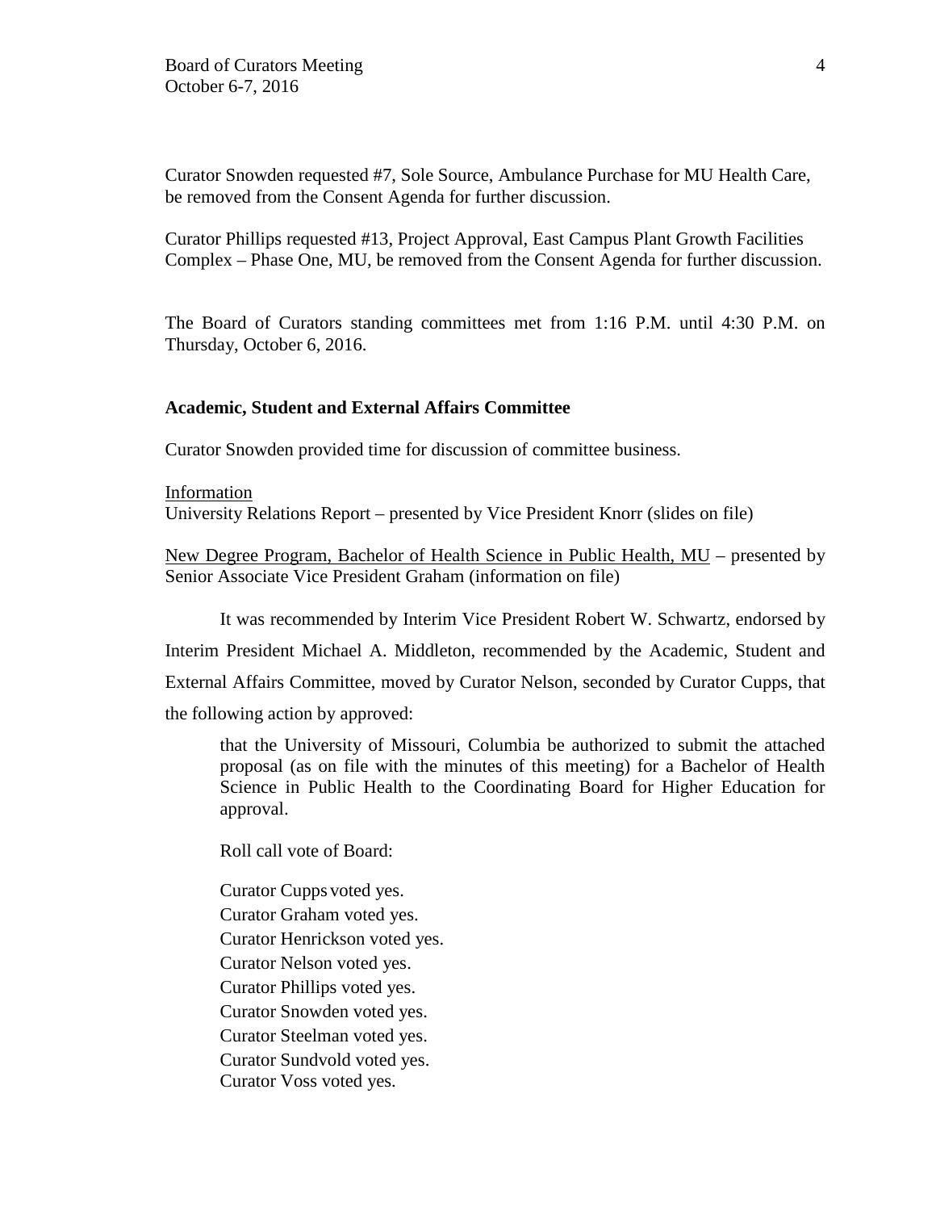Curator Snowden requested #7, Sole Source, Ambulance Purchase for MU Health Care, be removed from the Consent Agenda for further discussion.

Curator Phillips requested #13, Project Approval, East Campus Plant Growth Facilities Complex – Phase One, MU, be removed from the Consent Agenda for further discussion.

The Board of Curators standing committees met from 1:16 P.M. until 4:30 P.M. on Thursday, October 6, 2016.

**Academic, Student and External Affairs Committee**

Curator Snowden provided time for discussion of committee business.

Information

University Relations Report – presented by Vice President Knorr (slides on file)

New Degree Program, Bachelor of Health Science in Public Health, MU – presented by Senior Associate Vice President Graham (information on file)

It was recommended by Interim Vice President Robert W. Schwartz, endorsed by Interim President Michael A. Middleton, recommended by the Academic, Student and External Affairs Committee, moved by Curator Nelson, seconded by Curator Cupps, that the following action by approved:

> that the University of Missouri, Columbia be authorized to submit the attached proposal (as on file with the minutes of this meeting) for a Bachelor of Health Science in Public Health to the Coordinating Board for Higher Education for approval.

Roll call vote of Board:

Curator Cupps voted yes.
Curator Graham voted yes.
Curator Henrickson voted yes.
Curator Nelson voted yes.
Curator Phillips voted yes.
Curator Snowden voted yes.
Curator Steelman voted yes.
Curator Sundvold voted yes.
Curator Voss voted yes.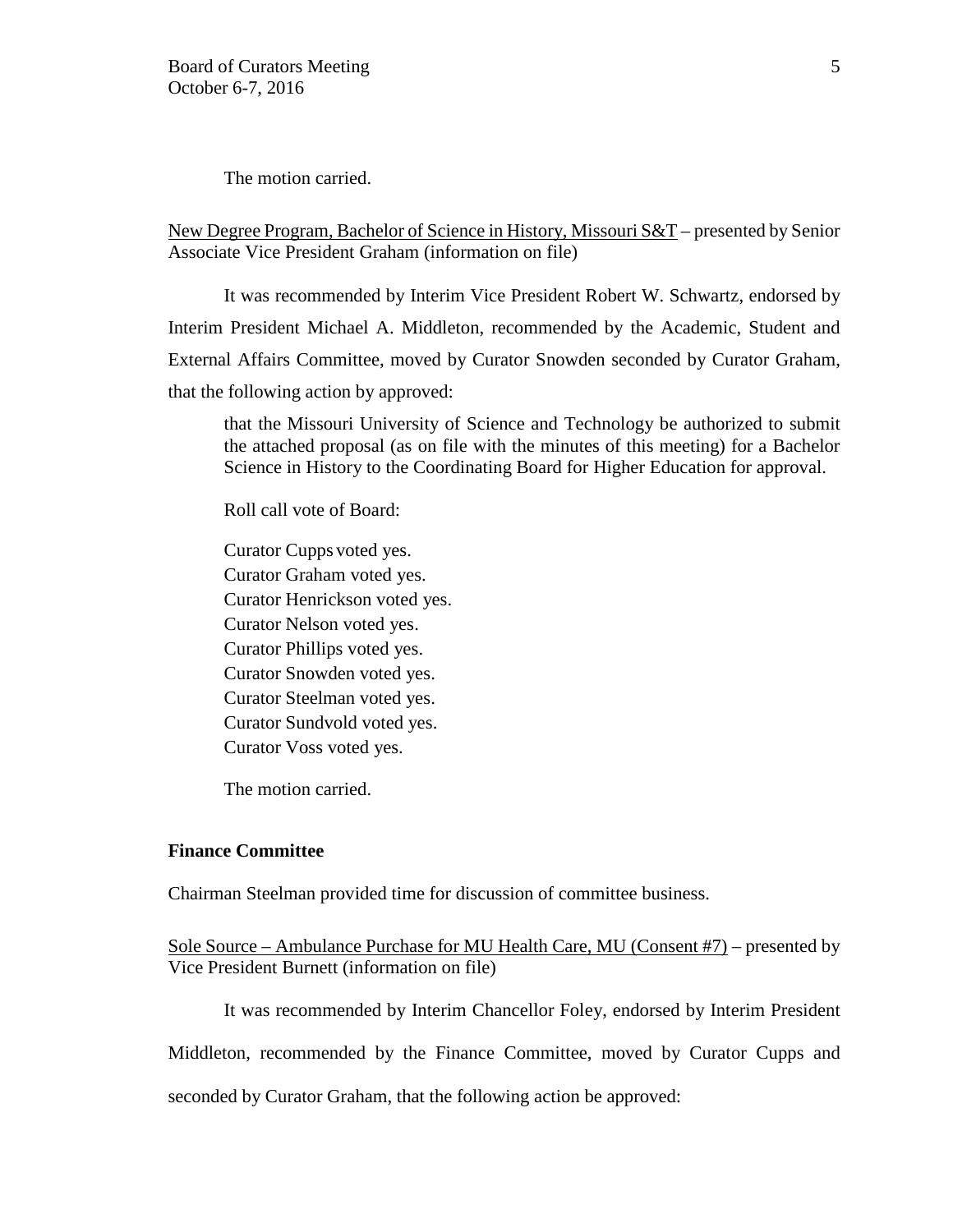The motion carried.

New Degree Program, Bachelor of Science in History, Missouri S&T – presented by Senior Associate Vice President Graham (information on file)

It was recommended by Interim Vice President Robert W. Schwartz, endorsed by Interim President Michael A. Middleton, recommended by the Academic, Student and External Affairs Committee, moved by Curator Snowden seconded by Curator Graham, that the following action by approved:

> that the Missouri University of Science and Technology be authorized to submit the attached proposal (as on file with the minutes of this meeting) for a Bachelor Science in History to the Coordinating Board for Higher Education for approval.
>
> Roll call vote of Board:
>
> Curator Cupps voted yes.
> Curator Graham voted yes.
> Curator Henrickson voted yes.
> Curator Nelson voted yes.
> Curator Phillips voted yes.
> Curator Snowden voted yes.
> Curator Steelman voted yes.
> Curator Sundvold voted yes.
> Curator Voss voted yes.
>
> The motion carried.

**Finance Committee**

Chairman Steelman provided time for discussion of committee business.

Sole Source – Ambulance Purchase for MU Health Care, MU (Consent #7) – presented by Vice President Burnett (information on file)

It was recommended by Interim Chancellor Foley, endorsed by Interim President Middleton, recommended by the Finance Committee, moved by Curator Cupps and seconded by Curator Graham, that the following action be approved: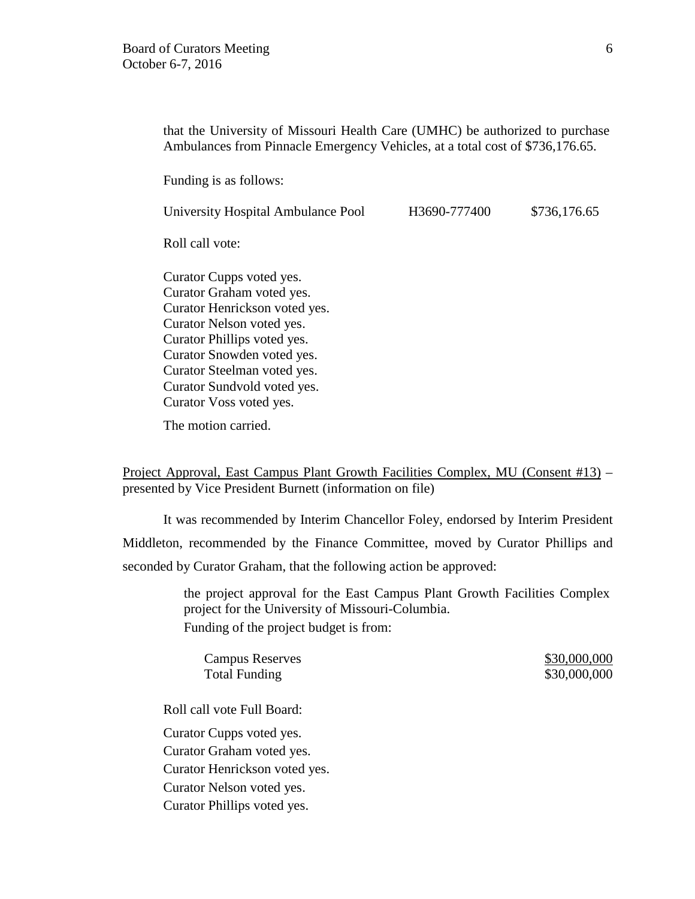that the University of Missouri Health Care (UMHC) be authorized to purchase Ambulances from Pinnacle Emergency Vehicles, at a total cost of $736,176.65.

Funding is as follows:

| | | |
|---|---|---|
| University Hospital Ambulance Pool | H3690-777400 | $736,176.65 |

Roll call vote:

Curator Cupps voted yes.
Curator Graham voted yes.
Curator Henrickson voted yes.
Curator Nelson voted yes.
Curator Phillips voted yes.
Curator Snowden voted yes.
Curator Steelman voted yes.
Curator Sundvold voted yes.
Curator Voss voted yes.

The motion carried.

Project Approval, East Campus Plant Growth Facilities Complex, MU (Consent #13) – presented by Vice President Burnett (information on file)

It was recommended by Interim Chancellor Foley, endorsed by Interim President Middleton, recommended by the Finance Committee, moved by Curator Phillips and seconded by Curator Graham, that the following action be approved:

the project approval for the East Campus Plant Growth Facilities Complex project for the University of Missouri-Columbia.
Funding of the project budget is from:

| | |
|---|---|
| Campus Reserves | $30,000,000 |
| Total Funding | $30,000,000 |

Roll call vote Full Board:

Curator Cupps voted yes.
Curator Graham voted yes.
Curator Henrickson voted yes.
Curator Nelson voted yes.
Curator Phillips voted yes.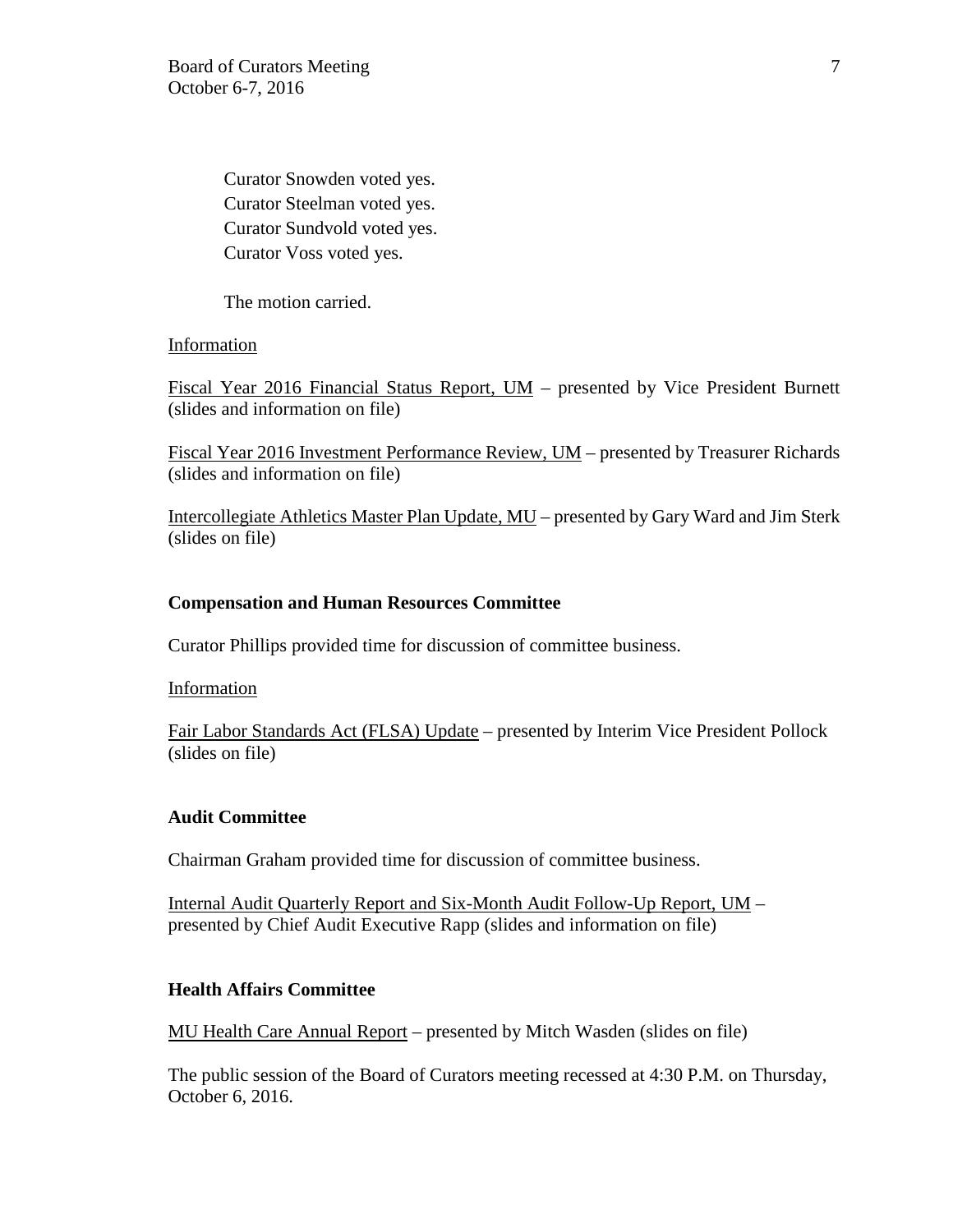Curator Snowden voted yes.
Curator Steelman voted yes.
Curator Sundvold voted yes.
Curator Voss voted yes.

The motion carried.

Information

Fiscal Year 2016 Financial Status Report, UM – presented by Vice President Burnett (slides and information on file)

Fiscal Year 2016 Investment Performance Review, UM – presented by Treasurer Richards (slides and information on file)

Intercollegiate Athletics Master Plan Update, MU – presented by Gary Ward and Jim Sterk (slides on file)

**Compensation and Human Resources Committee**

Curator Phillips provided time for discussion of committee business.

Information

Fair Labor Standards Act (FLSA) Update – presented by Interim Vice President Pollock (slides on file)

**Audit Committee**

Chairman Graham provided time for discussion of committee business.

Internal Audit Quarterly Report and Six-Month Audit Follow-Up Report, UM – presented by Chief Audit Executive Rapp (slides and information on file)

**Health Affairs Committee**

MU Health Care Annual Report – presented by Mitch Wasden (slides on file)

The public session of the Board of Curators meeting recessed at 4:30 P.M. on Thursday, October 6, 2016.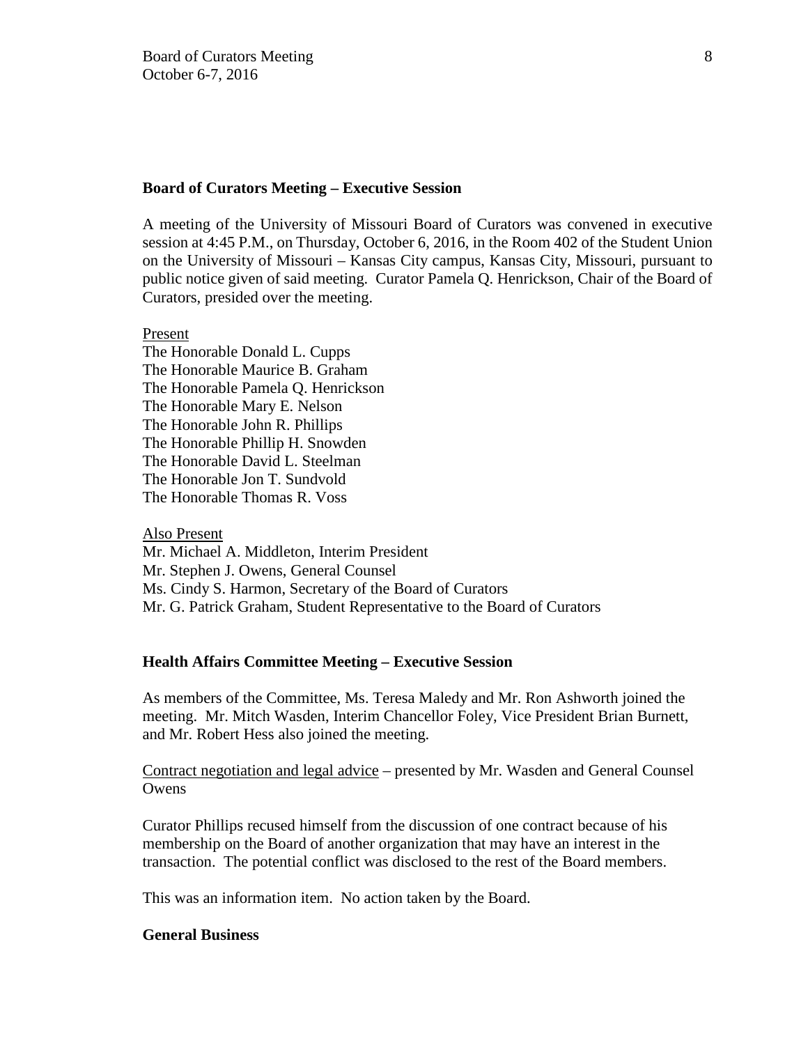**Board of Curators Meeting – Executive Session**

A meeting of the University of Missouri Board of Curators was convened in executive session at 4:45 P.M., on Thursday, October 6, 2016, in the Room 402 of the Student Union on the University of Missouri – Kansas City campus, Kansas City, Missouri, pursuant to public notice given of said meeting. Curator Pamela Q. Henrickson, Chair of the Board of Curators, presided over the meeting.

Present
The Honorable Donald L. Cupps
The Honorable Maurice B. Graham
The Honorable Pamela Q. Henrickson
The Honorable Mary E. Nelson
The Honorable John R. Phillips
The Honorable Phillip H. Snowden
The Honorable David L. Steelman
The Honorable Jon T. Sundvold
The Honorable Thomas R. Voss

Also Present
Mr. Michael A. Middleton, Interim President
Mr. Stephen J. Owens, General Counsel
Ms. Cindy S. Harmon, Secretary of the Board of Curators
Mr. G. Patrick Graham, Student Representative to the Board of Curators

**Health Affairs Committee Meeting – Executive Session**

As members of the Committee, Ms. Teresa Maledy and Mr. Ron Ashworth joined the meeting. Mr. Mitch Wasden, Interim Chancellor Foley, Vice President Brian Burnett, and Mr. Robert Hess also joined the meeting.

Contract negotiation and legal advice – presented by Mr. Wasden and General Counsel Owens

Curator Phillips recused himself from the discussion of one contract because of his membership on the Board of another organization that may have an interest in the transaction. The potential conflict was disclosed to the rest of the Board members.

This was an information item. No action taken by the Board.

**General Business**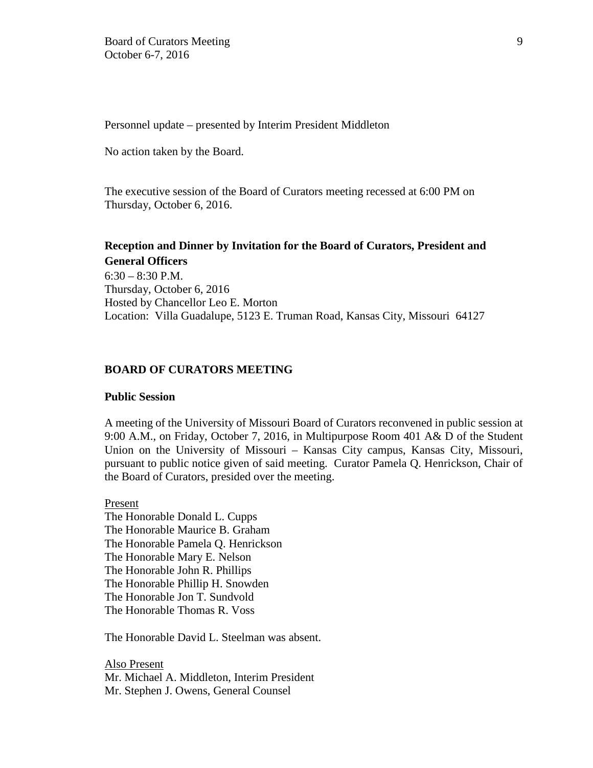Personnel update – presented by Interim President Middleton

No action taken by the Board.

The executive session of the Board of Curators meeting recessed at 6:00 PM on Thursday, October 6, 2016.

**Reception and Dinner by Invitation for the Board of Curators, President and General Officers**
6:30 – 8:30 P.M.
Thursday, October 6, 2016
Hosted by Chancellor Leo E. Morton
Location: Villa Guadalupe, 5123 E. Truman Road, Kansas City, Missouri 64127

## BOARD OF CURATORS MEETING

### Public Session

A meeting of the University of Missouri Board of Curators reconvened in public session at 9:00 A.M., on Friday, October 7, 2016, in Multipurpose Room 401 A& D of the Student Union on the University of Missouri – Kansas City campus, Kansas City, Missouri, pursuant to public notice given of said meeting. Curator Pamela Q. Henrickson, Chair of the Board of Curators, presided over the meeting.

Present
The Honorable Donald L. Cupps
The Honorable Maurice B. Graham
The Honorable Pamela Q. Henrickson
The Honorable Mary E. Nelson
The Honorable John R. Phillips
The Honorable Phillip H. Snowden
The Honorable Jon T. Sundvold
The Honorable Thomas R. Voss

The Honorable David L. Steelman was absent.

Also Present
Mr. Michael A. Middleton, Interim President
Mr. Stephen J. Owens, General Counsel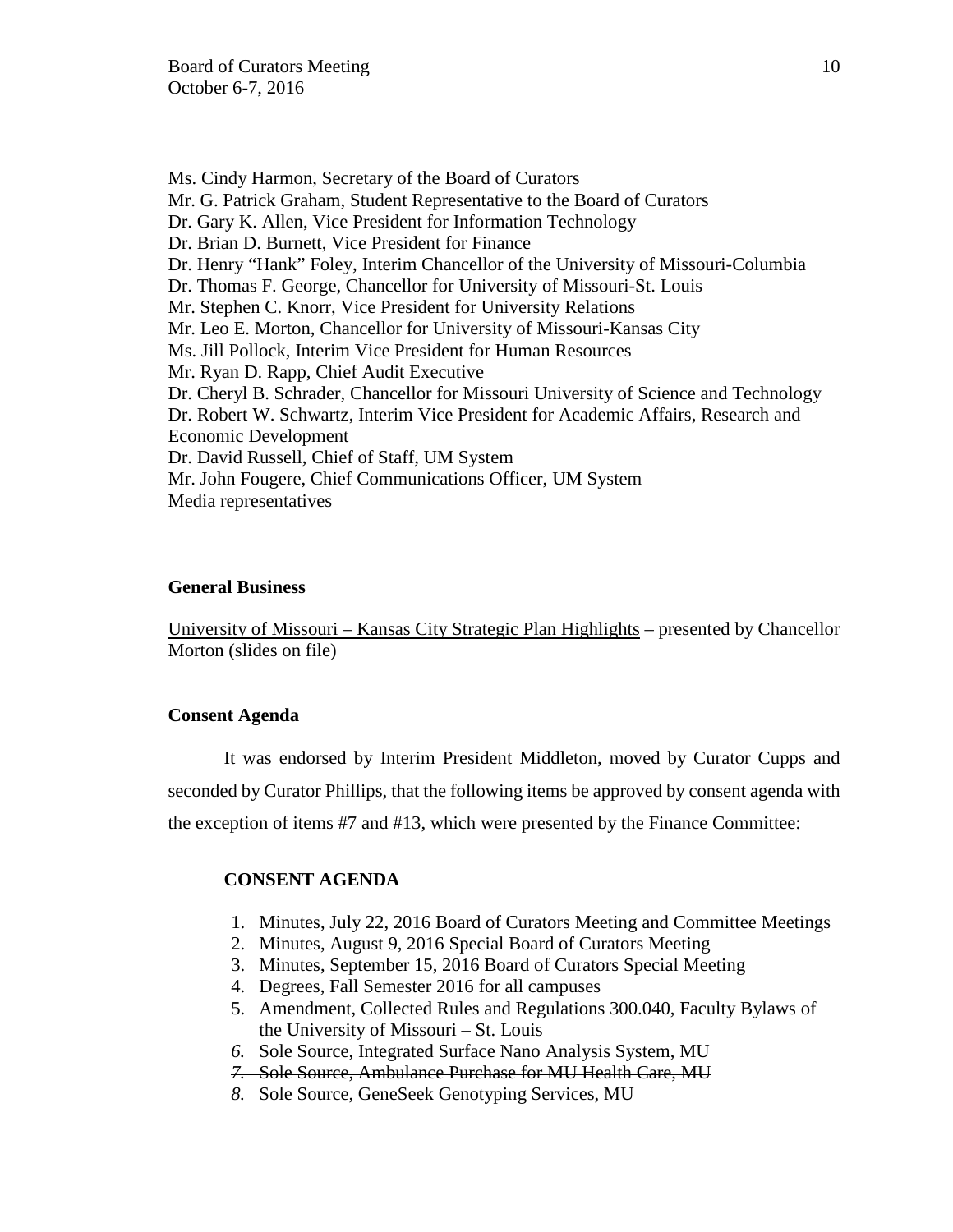Ms. Cindy Harmon, Secretary of the Board of Curators
Mr. G. Patrick Graham, Student Representative to the Board of Curators
Dr. Gary K. Allen, Vice President for Information Technology
Dr. Brian D. Burnett, Vice President for Finance
Dr. Henry "Hank" Foley, Interim Chancellor of the University of Missouri-Columbia
Dr. Thomas F. George, Chancellor for University of Missouri-St. Louis
Mr. Stephen C. Knorr, Vice President for University Relations
Mr. Leo E. Morton, Chancellor for University of Missouri-Kansas City
Ms. Jill Pollock, Interim Vice President for Human Resources
Mr. Ryan D. Rapp, Chief Audit Executive
Dr. Cheryl B. Schrader, Chancellor for Missouri University of Science and Technology
Dr. Robert W. Schwartz, Interim Vice President for Academic Affairs, Research and Economic Development
Dr. David Russell, Chief of Staff, UM System
Mr. John Fougere, Chief Communications Officer, UM System
Media representatives

**General Business**

University of Missouri – Kansas City Strategic Plan Highlights – presented by Chancellor Morton (slides on file)

**Consent Agenda**

It was endorsed by Interim President Middleton, moved by Curator Cupps and seconded by Curator Phillips, that the following items be approved by consent agenda with the exception of items #7 and #13, which were presented by the Finance Committee:

**CONSENT AGENDA**

1. Minutes, July 22, 2016 Board of Curators Meeting and Committee Meetings
2. Minutes, August 9, 2016 Special Board of Curators Meeting
3. Minutes, September 15, 2016 Board of Curators Special Meeting
4. Degrees, Fall Semester 2016 for all campuses
5. Amendment, Collected Rules and Regulations 300.040, Faculty Bylaws of the University of Missouri – St. Louis
6. Sole Source, Integrated Surface Nano Analysis System, MU
7. ~~Sole Source, Ambulance Purchase for MU Health Care, MU~~
8. Sole Source, GeneSeek Genotyping Services, MU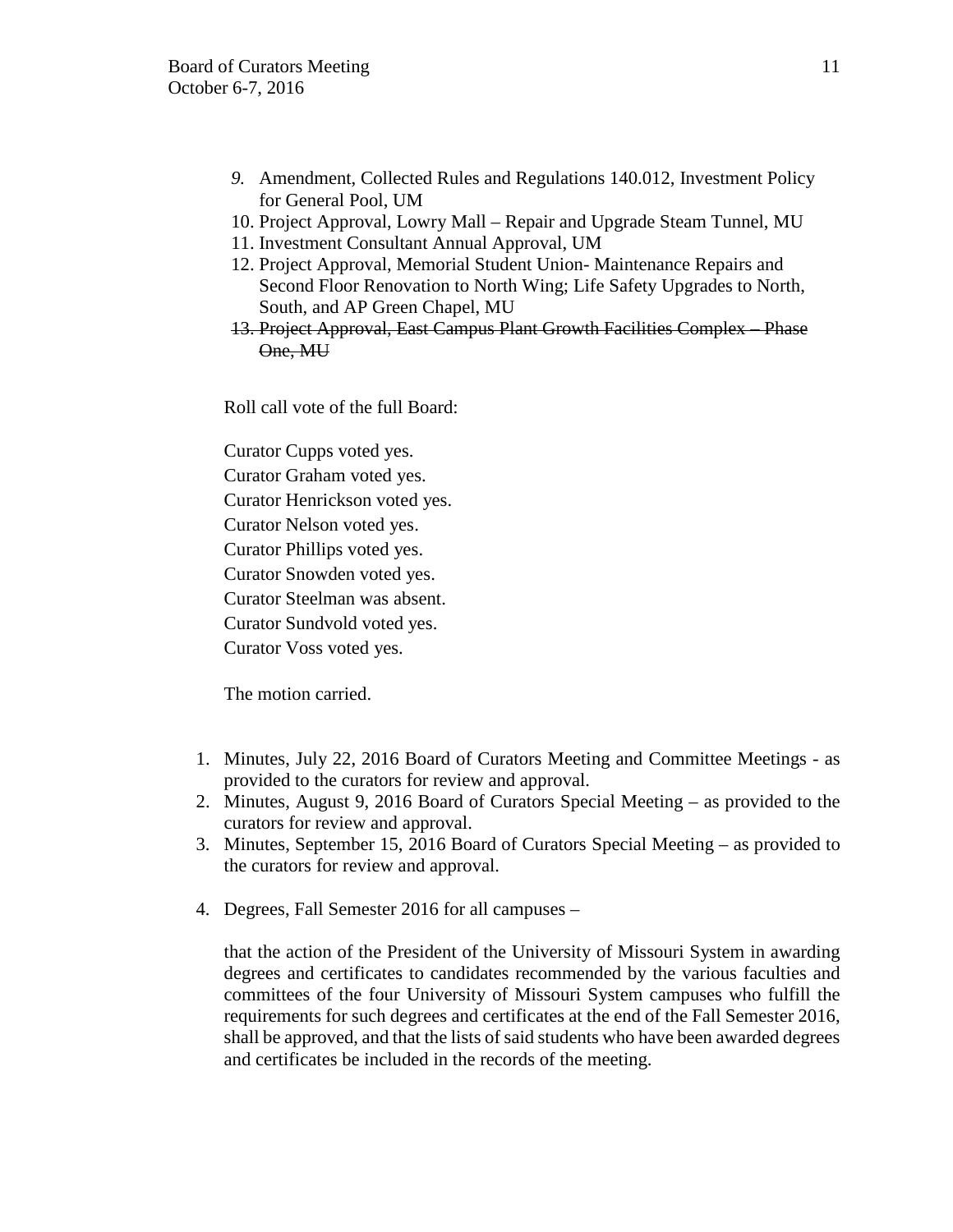9. Amendment, Collected Rules and Regulations 140.012, Investment Policy for General Pool, UM
10. Project Approval, Lowry Mall – Repair and Upgrade Steam Tunnel, MU
11. Investment Consultant Annual Approval, UM
12. Project Approval, Memorial Student Union- Maintenance Repairs and Second Floor Renovation to North Wing; Life Safety Upgrades to North, South, and AP Green Chapel, MU
13. ~~Project Approval, East Campus Plant Growth Facilities Complex – Phase One, MU~~

Roll call vote of the full Board:

Curator Cupps voted yes.
Curator Graham voted yes.
Curator Henrickson voted yes.
Curator Nelson voted yes.
Curator Phillips voted yes.
Curator Snowden voted yes.
Curator Steelman was absent.
Curator Sundvold voted yes.
Curator Voss voted yes.

The motion carried.

1. Minutes, July 22, 2016 Board of Curators Meeting and Committee Meetings - as provided to the curators for review and approval.
2. Minutes, August 9, 2016 Board of Curators Special Meeting – as provided to the curators for review and approval.
3. Minutes, September 15, 2016 Board of Curators Special Meeting – as provided to the curators for review and approval.
4. Degrees, Fall Semester 2016 for all campuses –

   that the action of the President of the University of Missouri System in awarding degrees and certificates to candidates recommended by the various faculties and committees of the four University of Missouri System campuses who fulfill the requirements for such degrees and certificates at the end of the Fall Semester 2016, shall be approved, and that the lists of said students who have been awarded degrees and certificates be included in the records of the meeting.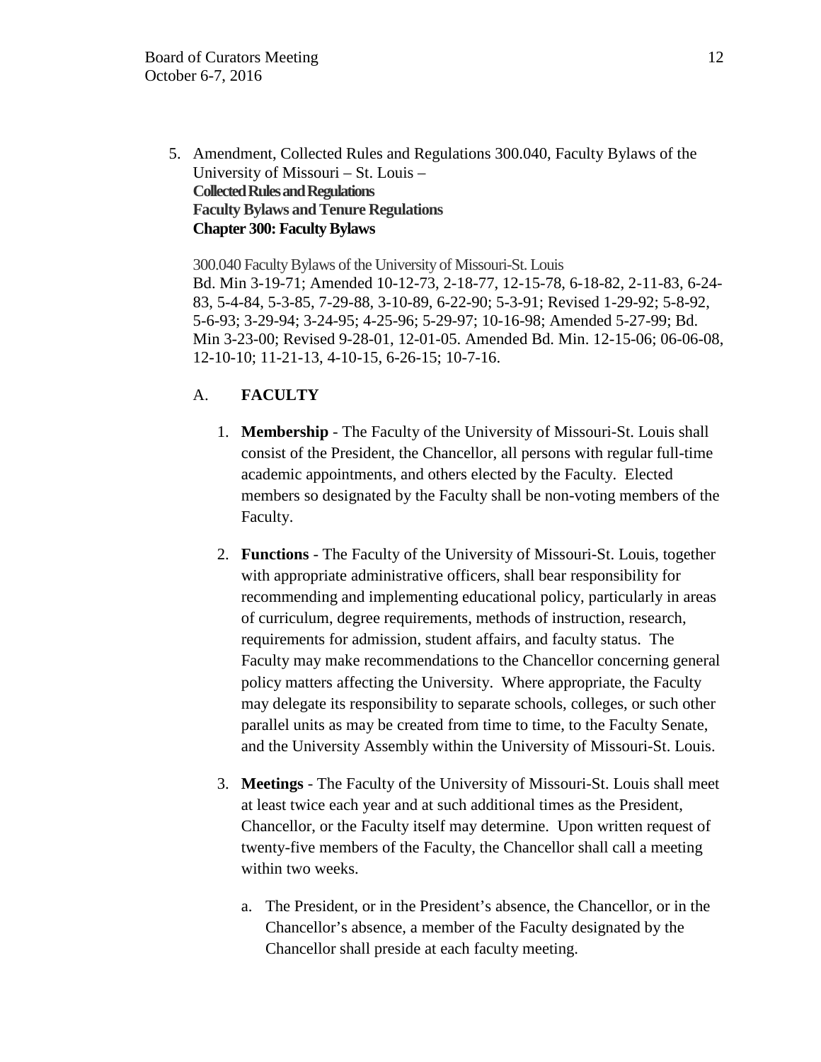5. Amendment, Collected Rules and Regulations 300.040, Faculty Bylaws of the University of Missouri – St. Louis –
   **Collected Rules and Regulations**
   **Faculty Bylaws and Tenure Regulations**
   **Chapter 300: Faculty Bylaws**

   300.040 Faculty Bylaws of the University of Missouri-St. Louis
   Bd. Min 3-19-71; Amended 10-12-73, 2-18-77, 12-15-78, 6-18-82, 2-11-83, 6-24-83, 5-4-84, 5-3-85, 7-29-88, 3-10-89, 6-22-90; 5-3-91; Revised 1-29-92; 5-8-92, 5-6-93; 3-29-94; 3-24-95; 4-25-96; 5-29-97; 10-16-98; Amended 5-27-99; Bd. Min 3-23-00; Revised 9-28-01, 12-01-05. Amended Bd. Min. 12-15-06; 06-06-08, 12-10-10; 11-21-13, 4-10-15, 6-26-15; 10-7-16.

   A. **FACULTY**

      1. **Membership** - The Faculty of the University of Missouri-St. Louis shall consist of the President, the Chancellor, all persons with regular full-time academic appointments, and others elected by the Faculty. Elected members so designated by the Faculty shall be non-voting members of the Faculty.

      2. **Functions** - The Faculty of the University of Missouri-St. Louis, together with appropriate administrative officers, shall bear responsibility for recommending and implementing educational policy, particularly in areas of curriculum, degree requirements, methods of instruction, research, requirements for admission, student affairs, and faculty status. The Faculty may make recommendations to the Chancellor concerning general policy matters affecting the University. Where appropriate, the Faculty may delegate its responsibility to separate schools, colleges, or such other parallel units as may be created from time to time, to the Faculty Senate, and the University Assembly within the University of Missouri-St. Louis.

      3. **Meetings** - The Faculty of the University of Missouri-St. Louis shall meet at least twice each year and at such additional times as the President, Chancellor, or the Faculty itself may determine. Upon written request of twenty-five members of the Faculty, the Chancellor shall call a meeting within two weeks.

         a. The President, or in the President's absence, the Chancellor, or in the Chancellor's absence, a member of the Faculty designated by the Chancellor shall preside at each faculty meeting.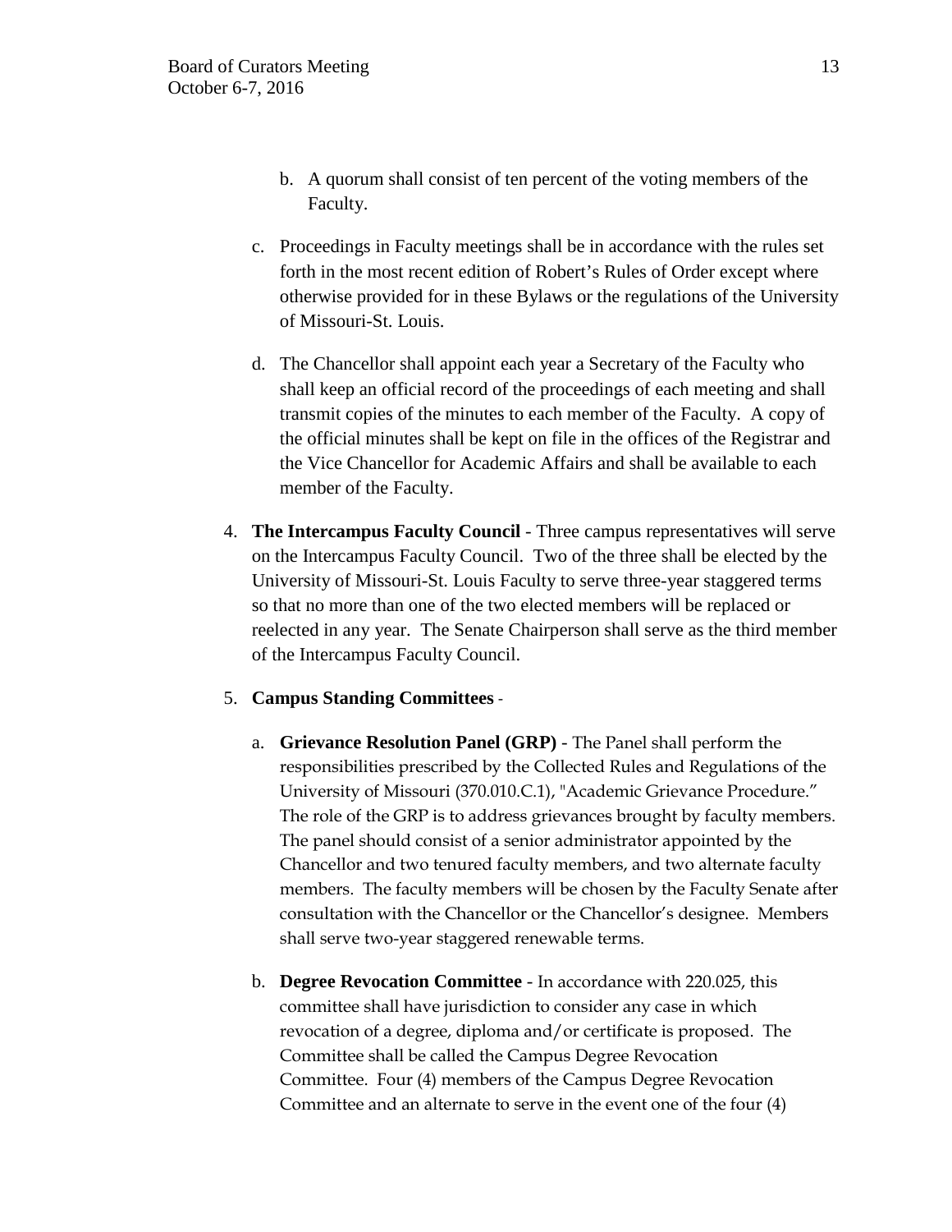b. A quorum shall consist of ten percent of the voting members of the Faculty.

c. Proceedings in Faculty meetings shall be in accordance with the rules set forth in the most recent edition of Robert's Rules of Order except where otherwise provided for in these Bylaws or the regulations of the University of Missouri-St. Louis.

d. The Chancellor shall appoint each year a Secretary of the Faculty who shall keep an official record of the proceedings of each meeting and shall transmit copies of the minutes to each member of the Faculty. A copy of the official minutes shall be kept on file in the offices of the Registrar and the Vice Chancellor for Academic Affairs and shall be available to each member of the Faculty.

4. **The Intercampus Faculty Council** - Three campus representatives will serve on the Intercampus Faculty Council. Two of the three shall be elected by the University of Missouri-St. Louis Faculty to serve three-year staggered terms so that no more than one of the two elected members will be replaced or reelected in any year. The Senate Chairperson shall serve as the third member of the Intercampus Faculty Council.

5. **Campus Standing Committees** -

   a. **Grievance Resolution Panel (GRP)** - The Panel shall perform the responsibilities prescribed by the Collected Rules and Regulations of the University of Missouri (370.010.C.1), "Academic Grievance Procedure." The role of the GRP is to address grievances brought by faculty members. The panel should consist of a senior administrator appointed by the Chancellor and two tenured faculty members, and two alternate faculty members. The faculty members will be chosen by the Faculty Senate after consultation with the Chancellor or the Chancellor's designee. Members shall serve two-year staggered renewable terms.

   b. **Degree Revocation Committee** - In accordance with 220.025, this committee shall have jurisdiction to consider any case in which revocation of a degree, diploma and/or certificate is proposed. The Committee shall be called the Campus Degree Revocation Committee. Four (4) members of the Campus Degree Revocation Committee and an alternate to serve in the event one of the four (4)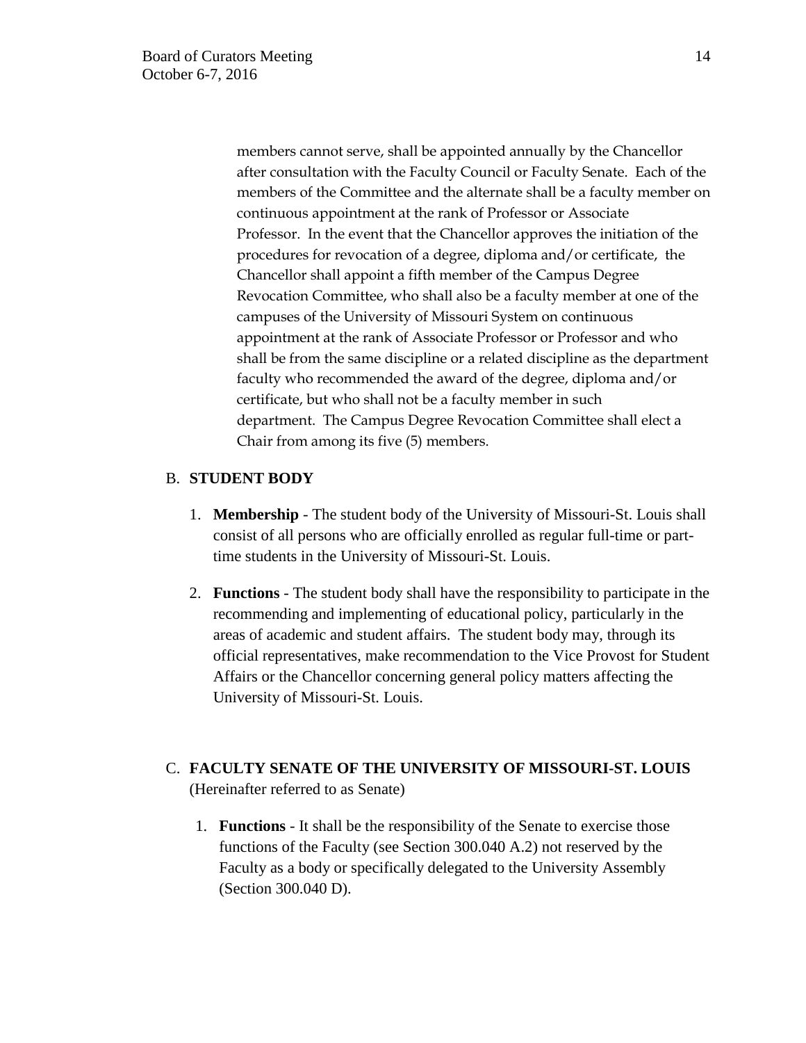members cannot serve, shall be appointed annually by the Chancellor after consultation with the Faculty Council or Faculty Senate. Each of the members of the Committee and the alternate shall be a faculty member on continuous appointment at the rank of Professor or Associate Professor. In the event that the Chancellor approves the initiation of the procedures for revocation of a degree, diploma and/or certificate, the Chancellor shall appoint a fifth member of the Campus Degree Revocation Committee, who shall also be a faculty member at one of the campuses of the University of Missouri System on continuous appointment at the rank of Associate Professor or Professor and who shall be from the same discipline or a related discipline as the department faculty who recommended the award of the degree, diploma and/or certificate, but who shall not be a faculty member in such department. The Campus Degree Revocation Committee shall elect a Chair from among its five (5) members.

B. **STUDENT BODY**

1. **Membership** - The student body of the University of Missouri-St. Louis shall consist of all persons who are officially enrolled as regular full-time or part-time students in the University of Missouri-St. Louis.

2. **Functions** - The student body shall have the responsibility to participate in the recommending and implementing of educational policy, particularly in the areas of academic and student affairs. The student body may, through its official representatives, make recommendation to the Vice Provost for Student Affairs or the Chancellor concerning general policy matters affecting the University of Missouri-St. Louis.

C. **FACULTY SENATE OF THE UNIVERSITY OF MISSOURI-ST. LOUIS** (Hereinafter referred to as Senate)

1. **Functions** - It shall be the responsibility of the Senate to exercise those functions of the Faculty (see Section 300.040 A.2) not reserved by the Faculty as a body or specifically delegated to the University Assembly (Section 300.040 D).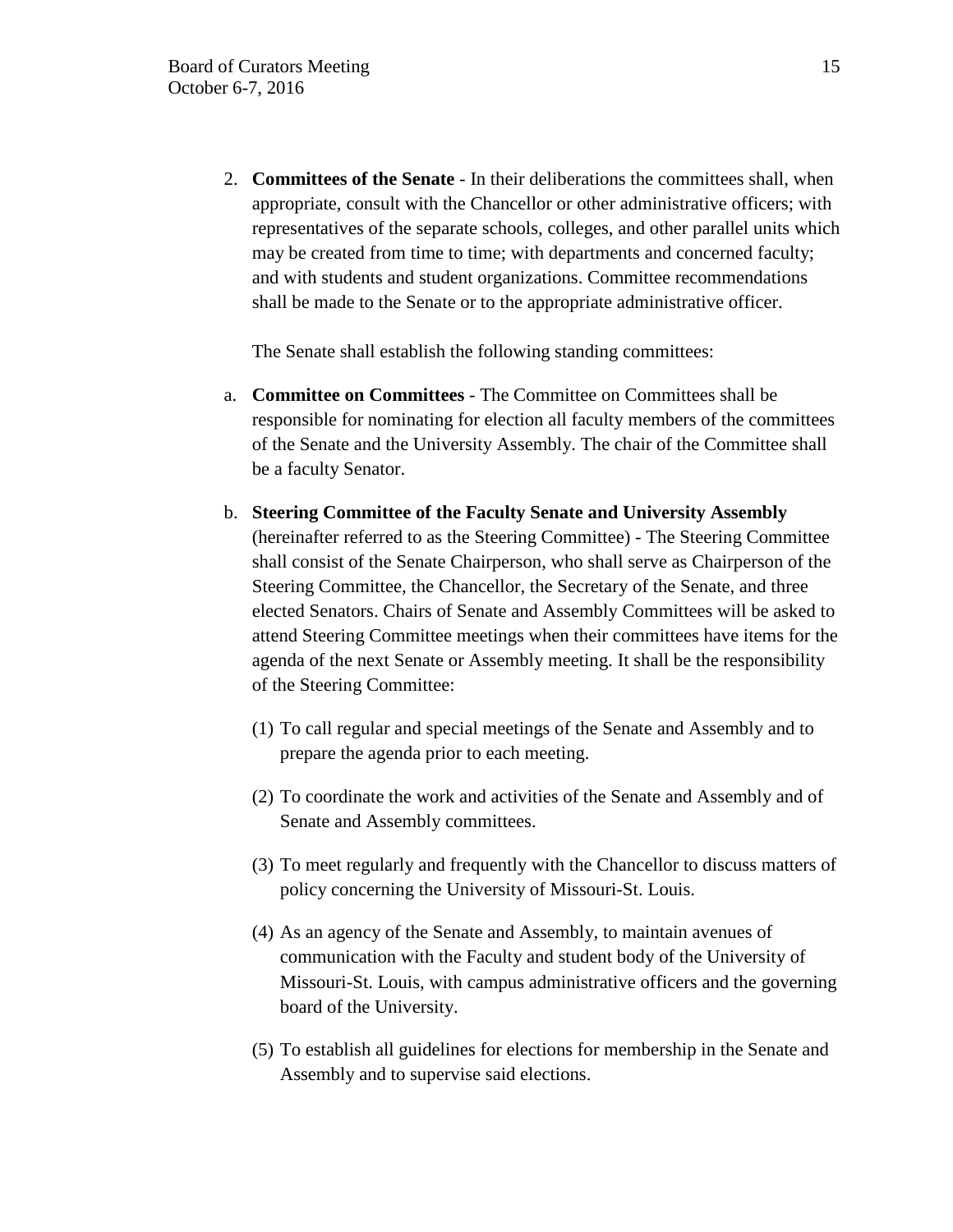2. **Committees of the Senate** - In their deliberations the committees shall, when appropriate, consult with the Chancellor or other administrative officers; with representatives of the separate schools, colleges, and other parallel units which may be created from time to time; with departments and concerned faculty; and with students and student organizations. Committee recommendations shall be made to the Senate or to the appropriate administrative officer.

   The Senate shall establish the following standing committees:

   a. **Committee on Committees** - The Committee on Committees shall be responsible for nominating for election all faculty members of the committees of the Senate and the University Assembly. The chair of the Committee shall be a faculty Senator.

   b. **Steering Committee of the Faculty Senate and University Assembly** (hereinafter referred to as the Steering Committee) - The Steering Committee shall consist of the Senate Chairperson, who shall serve as Chairperson of the Steering Committee, the Chancellor, the Secretary of the Senate, and three elected Senators. Chairs of Senate and Assembly Committees will be asked to attend Steering Committee meetings when their committees have items for the agenda of the next Senate or Assembly meeting. It shall be the responsibility of the Steering Committee:

      (1) To call regular and special meetings of the Senate and Assembly and to prepare the agenda prior to each meeting.

      (2) To coordinate the work and activities of the Senate and Assembly and of Senate and Assembly committees.

      (3) To meet regularly and frequently with the Chancellor to discuss matters of policy concerning the University of Missouri-St. Louis.

      (4) As an agency of the Senate and Assembly, to maintain avenues of communication with the Faculty and student body of the University of Missouri-St. Louis, with campus administrative officers and the governing board of the University.

      (5) To establish all guidelines for elections for membership in the Senate and Assembly and to supervise said elections.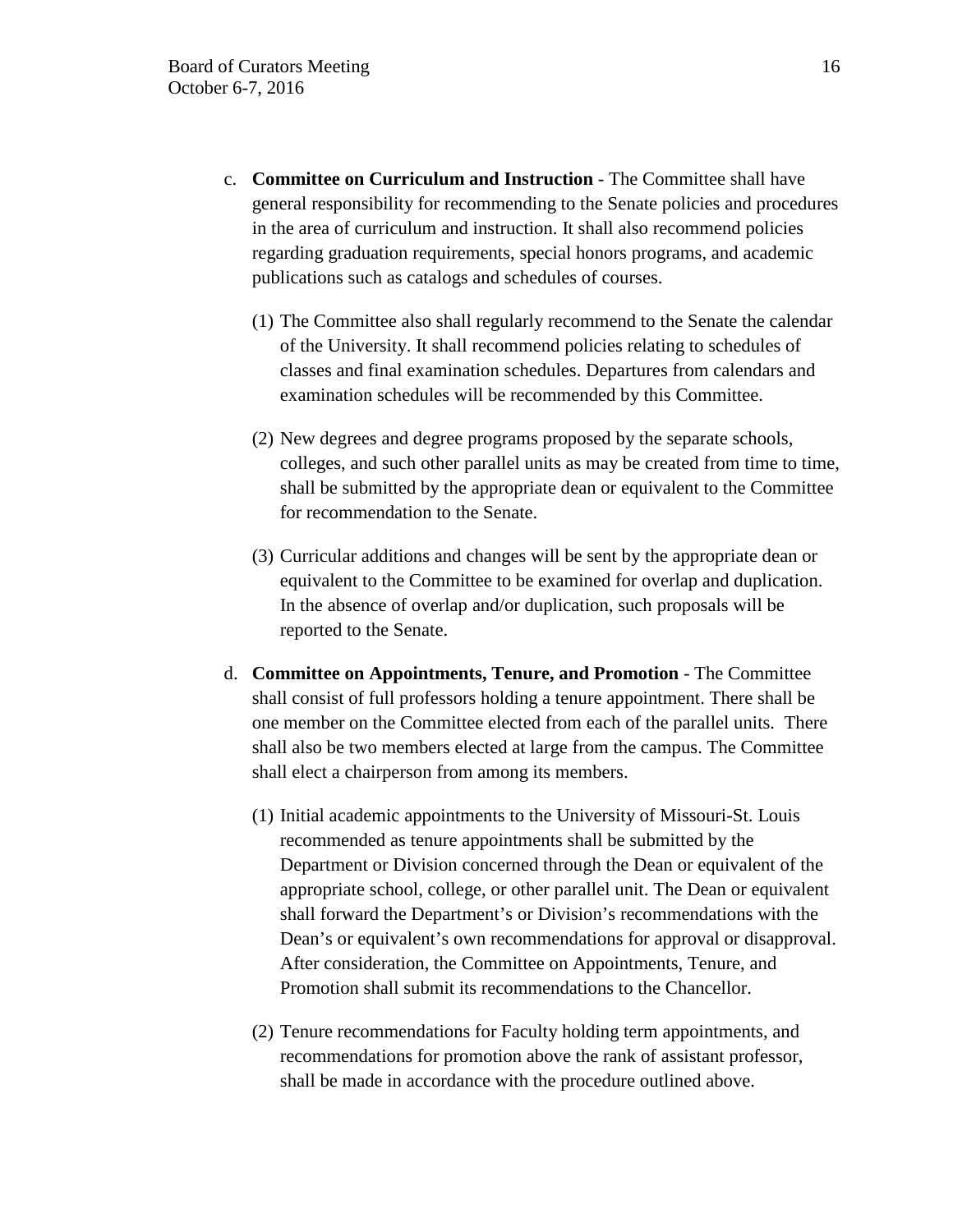c. **Committee on Curriculum and Instruction** - The Committee shall have general responsibility for recommending to the Senate policies and procedures in the area of curriculum and instruction. It shall also recommend policies regarding graduation requirements, special honors programs, and academic publications such as catalogs and schedules of courses.

   (1) The Committee also shall regularly recommend to the Senate the calendar of the University. It shall recommend policies relating to schedules of classes and final examination schedules. Departures from calendars and examination schedules will be recommended by this Committee.

   (2) New degrees and degree programs proposed by the separate schools, colleges, and such other parallel units as may be created from time to time, shall be submitted by the appropriate dean or equivalent to the Committee for recommendation to the Senate.

   (3) Curricular additions and changes will be sent by the appropriate dean or equivalent to the Committee to be examined for overlap and duplication. In the absence of overlap and/or duplication, such proposals will be reported to the Senate.

d. **Committee on Appointments, Tenure, and Promotion** - The Committee shall consist of full professors holding a tenure appointment. There shall be one member on the Committee elected from each of the parallel units. There shall also be two members elected at large from the campus. The Committee shall elect a chairperson from among its members.

   (1) Initial academic appointments to the University of Missouri-St. Louis recommended as tenure appointments shall be submitted by the Department or Division concerned through the Dean or equivalent of the appropriate school, college, or other parallel unit. The Dean or equivalent shall forward the Department's or Division's recommendations with the Dean's or equivalent's own recommendations for approval or disapproval. After consideration, the Committee on Appointments, Tenure, and Promotion shall submit its recommendations to the Chancellor.

   (2) Tenure recommendations for Faculty holding term appointments, and recommendations for promotion above the rank of assistant professor, shall be made in accordance with the procedure outlined above.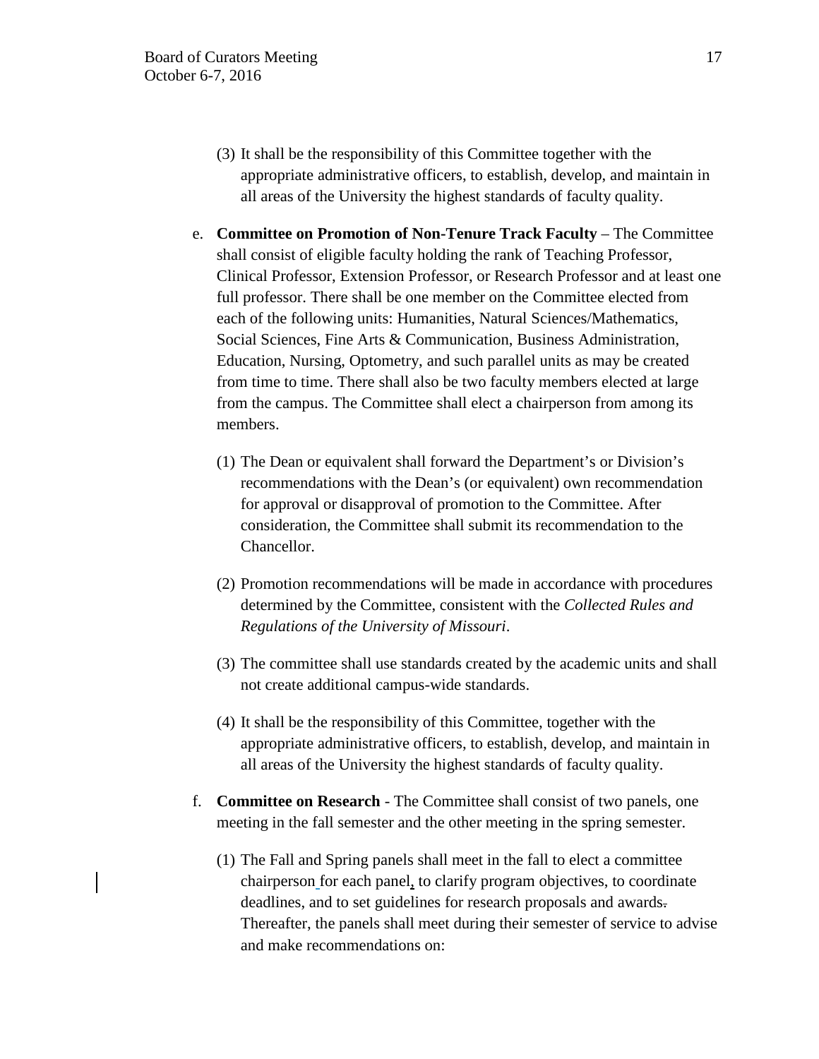(3) It shall be the responsibility of this Committee together with the appropriate administrative officers, to establish, develop, and maintain in all areas of the University the highest standards of faculty quality.

e. **Committee on Promotion of Non-Tenure Track Faculty** – The Committee shall consist of eligible faculty holding the rank of Teaching Professor, Clinical Professor, Extension Professor, or Research Professor and at least one full professor. There shall be one member on the Committee elected from each of the following units: Humanities, Natural Sciences/Mathematics, Social Sciences, Fine Arts & Communication, Business Administration, Education, Nursing, Optometry, and such parallel units as may be created from time to time. There shall also be two faculty members elected at large from the campus. The Committee shall elect a chairperson from among its members.

   (1) The Dean or equivalent shall forward the Department's or Division's recommendations with the Dean's (or equivalent) own recommendation for approval or disapproval of promotion to the Committee. After consideration, the Committee shall submit its recommendation to the Chancellor.

   (2) Promotion recommendations will be made in accordance with procedures determined by the Committee, consistent with the *Collected Rules and Regulations of the University of Missouri*.

   (3) The committee shall use standards created by the academic units and shall not create additional campus-wide standards.

   (4) It shall be the responsibility of this Committee, together with the appropriate administrative officers, to establish, develop, and maintain in all areas of the University the highest standards of faculty quality.

f. **Committee on Research** - The Committee shall consist of two panels, one meeting in the fall semester and the other meeting in the spring semester.

   (1) The Fall and Spring panels shall meet in the fall to elect a committee chairperson for each panel, to clarify program objectives, to coordinate deadlines, and to set guidelines for research proposals and awards. Thereafter, the panels shall meet during their semester of service to advise and make recommendations on: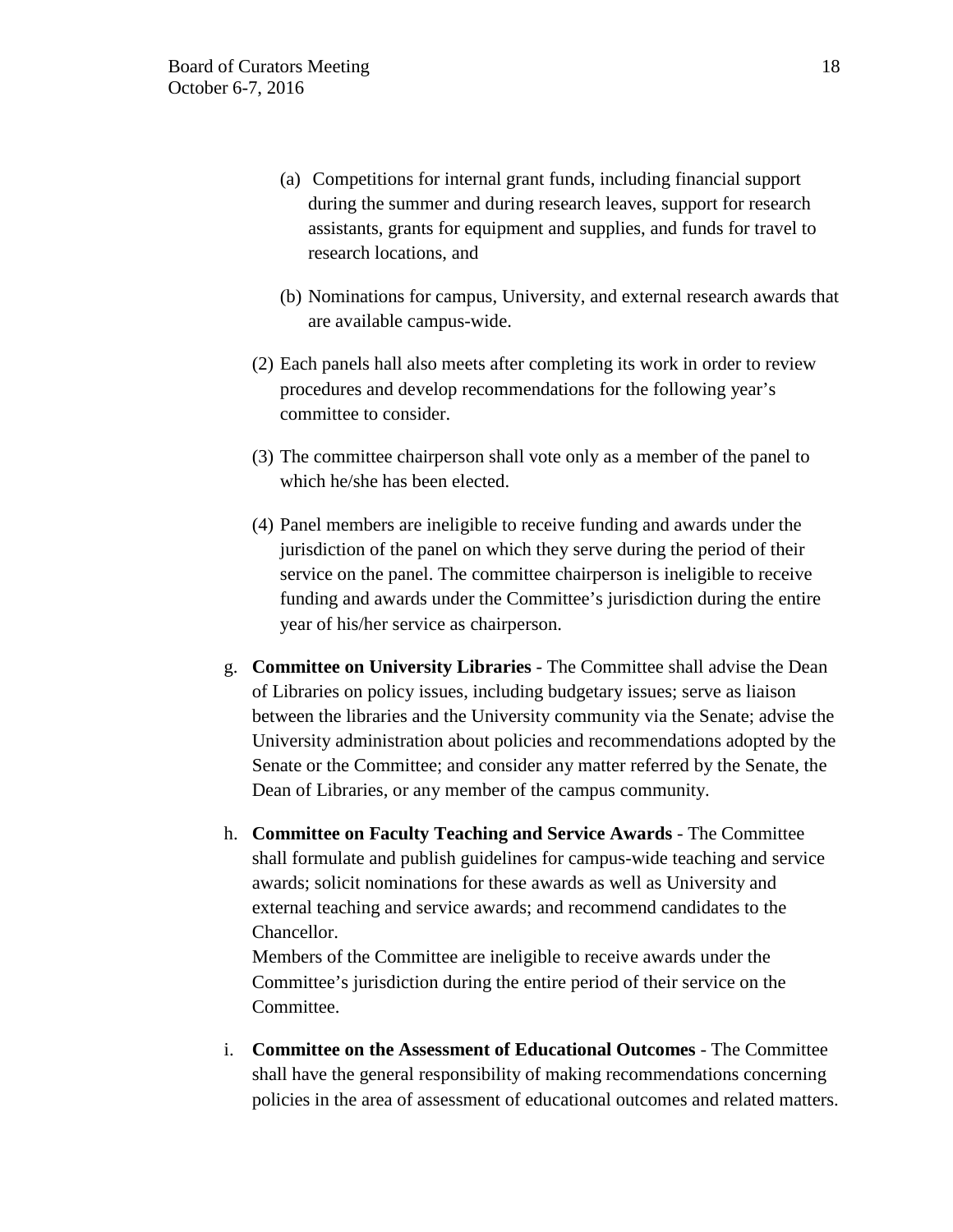(a) Competitions for internal grant funds, including financial support during the summer and during research leaves, support for research assistants, grants for equipment and supplies, and funds for travel to research locations, and

(b) Nominations for campus, University, and external research awards that are available campus-wide.

(2) Each panels hall also meets after completing its work in order to review procedures and develop recommendations for the following year's committee to consider.

(3) The committee chairperson shall vote only as a member of the panel to which he/she has been elected.

(4) Panel members are ineligible to receive funding and awards under the jurisdiction of the panel on which they serve during the period of their service on the panel. The committee chairperson is ineligible to receive funding and awards under the Committee's jurisdiction during the entire year of his/her service as chairperson.

g. **Committee on University Libraries** - The Committee shall advise the Dean of Libraries on policy issues, including budgetary issues; serve as liaison between the libraries and the University community via the Senate; advise the University administration about policies and recommendations adopted by the Senate or the Committee; and consider any matter referred by the Senate, the Dean of Libraries, or any member of the campus community.

h. **Committee on Faculty Teaching and Service Awards** - The Committee shall formulate and publish guidelines for campus-wide teaching and service awards; solicit nominations for these awards as well as University and external teaching and service awards; and recommend candidates to the Chancellor.
Members of the Committee are ineligible to receive awards under the Committee's jurisdiction during the entire period of their service on the Committee.

i. **Committee on the Assessment of Educational Outcomes** - The Committee shall have the general responsibility of making recommendations concerning policies in the area of assessment of educational outcomes and related matters.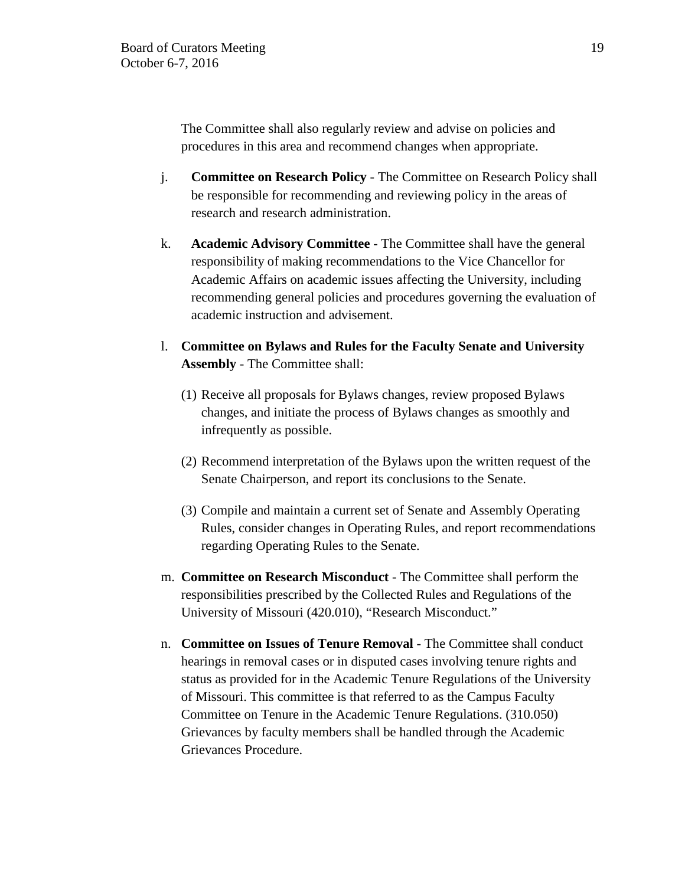The Committee shall also regularly review and advise on policies and procedures in this area and recommend changes when appropriate.

j. **Committee on Research Policy** - The Committee on Research Policy shall be responsible for recommending and reviewing policy in the areas of research and research administration.

k. **Academic Advisory Committee** - The Committee shall have the general responsibility of making recommendations to the Vice Chancellor for Academic Affairs on academic issues affecting the University, including recommending general policies and procedures governing the evaluation of academic instruction and advisement.

l. **Committee on Bylaws and Rules for the Faculty Senate and University Assembly** - The Committee shall:

   (1) Receive all proposals for Bylaws changes, review proposed Bylaws changes, and initiate the process of Bylaws changes as smoothly and infrequently as possible.

   (2) Recommend interpretation of the Bylaws upon the written request of the Senate Chairperson, and report its conclusions to the Senate.

   (3) Compile and maintain a current set of Senate and Assembly Operating Rules, consider changes in Operating Rules, and report recommendations regarding Operating Rules to the Senate.

m. **Committee on Research Misconduct** - The Committee shall perform the responsibilities prescribed by the Collected Rules and Regulations of the University of Missouri (420.010), "Research Misconduct."

n. **Committee on Issues of Tenure Removal** - The Committee shall conduct hearings in removal cases or in disputed cases involving tenure rights and status as provided for in the Academic Tenure Regulations of the University of Missouri. This committee is that referred to as the Campus Faculty Committee on Tenure in the Academic Tenure Regulations. (310.050) Grievances by faculty members shall be handled through the Academic Grievances Procedure.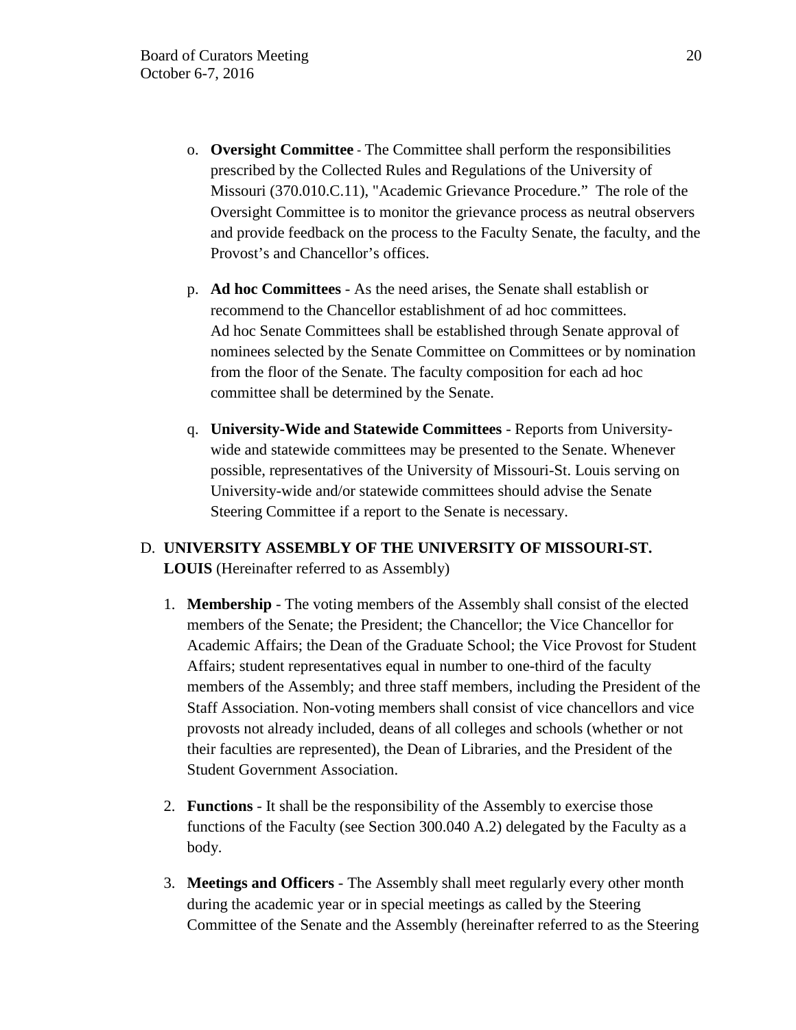o. **Oversight Committee** - The Committee shall perform the responsibilities prescribed by the Collected Rules and Regulations of the University of Missouri (370.010.C.11), "Academic Grievance Procedure." The role of the Oversight Committee is to monitor the grievance process as neutral observers and provide feedback on the process to the Faculty Senate, the faculty, and the Provost's and Chancellor's offices.

p. **Ad hoc Committees** - As the need arises, the Senate shall establish or recommend to the Chancellor establishment of ad hoc committees. Ad hoc Senate Committees shall be established through Senate approval of nominees selected by the Senate Committee on Committees or by nomination from the floor of the Senate. The faculty composition for each ad hoc committee shall be determined by the Senate.

q. **University-Wide and Statewide Committees** - Reports from University-wide and statewide committees may be presented to the Senate. Whenever possible, representatives of the University of Missouri-St. Louis serving on University-wide and/or statewide committees should advise the Senate Steering Committee if a report to the Senate is necessary.

D. **UNIVERSITY ASSEMBLY OF THE UNIVERSITY OF MISSOURI-ST. LOUIS** (Hereinafter referred to as Assembly)

1. **Membership** - The voting members of the Assembly shall consist of the elected members of the Senate; the President; the Chancellor; the Vice Chancellor for Academic Affairs; the Dean of the Graduate School; the Vice Provost for Student Affairs; student representatives equal in number to one-third of the faculty members of the Assembly; and three staff members, including the President of the Staff Association. Non-voting members shall consist of vice chancellors and vice provosts not already included, deans of all colleges and schools (whether or not their faculties are represented), the Dean of Libraries, and the President of the Student Government Association.

2. **Functions** - It shall be the responsibility of the Assembly to exercise those functions of the Faculty (see Section 300.040 A.2) delegated by the Faculty as a body.

3. **Meetings and Officers** - The Assembly shall meet regularly every other month during the academic year or in special meetings as called by the Steering Committee of the Senate and the Assembly (hereinafter referred to as the Steering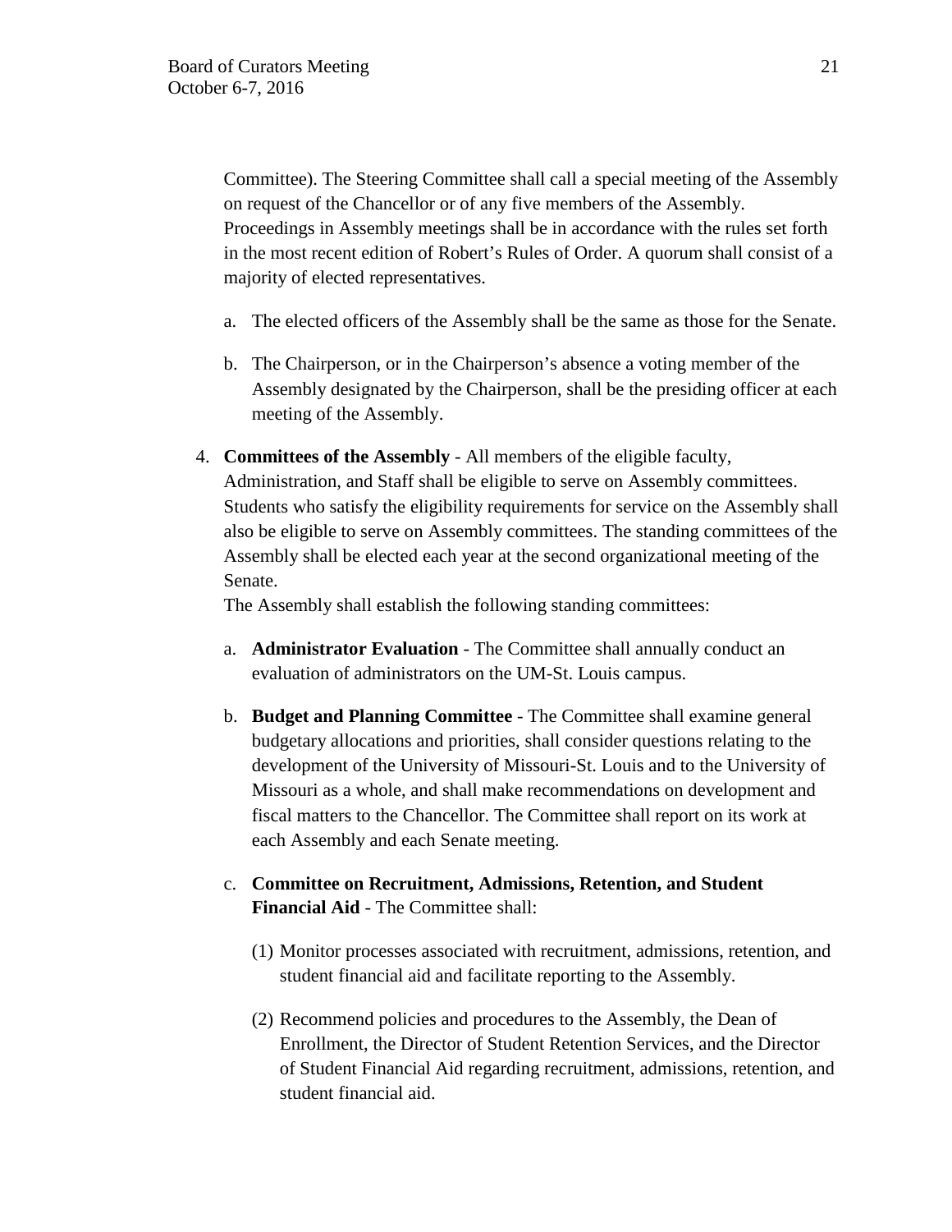Committee). The Steering Committee shall call a special meeting of the Assembly on request of the Chancellor or of any five members of the Assembly. Proceedings in Assembly meetings shall be in accordance with the rules set forth in the most recent edition of Robert's Rules of Order. A quorum shall consist of a majority of elected representatives.

a. The elected officers of the Assembly shall be the same as those for the Senate.

b. The Chairperson, or in the Chairperson's absence a voting member of the Assembly designated by the Chairperson, shall be the presiding officer at each meeting of the Assembly.

4. **Committees of the Assembly** - All members of the eligible faculty, Administration, and Staff shall be eligible to serve on Assembly committees. Students who satisfy the eligibility requirements for service on the Assembly shall also be eligible to serve on Assembly committees. The standing committees of the Assembly shall be elected each year at the second organizational meeting of the Senate.

   The Assembly shall establish the following standing committees:

   a. **Administrator Evaluation** - The Committee shall annually conduct an evaluation of administrators on the UM-St. Louis campus.

   b. **Budget and Planning Committee** - The Committee shall examine general budgetary allocations and priorities, shall consider questions relating to the development of the University of Missouri-St. Louis and to the University of Missouri as a whole, and shall make recommendations on development and fiscal matters to the Chancellor. The Committee shall report on its work at each Assembly and each Senate meeting.

   c. **Committee on Recruitment, Admissions, Retention, and Student Financial Aid** - The Committee shall:

      (1) Monitor processes associated with recruitment, admissions, retention, and student financial aid and facilitate reporting to the Assembly.

      (2) Recommend policies and procedures to the Assembly, the Dean of Enrollment, the Director of Student Retention Services, and the Director of Student Financial Aid regarding recruitment, admissions, retention, and student financial aid.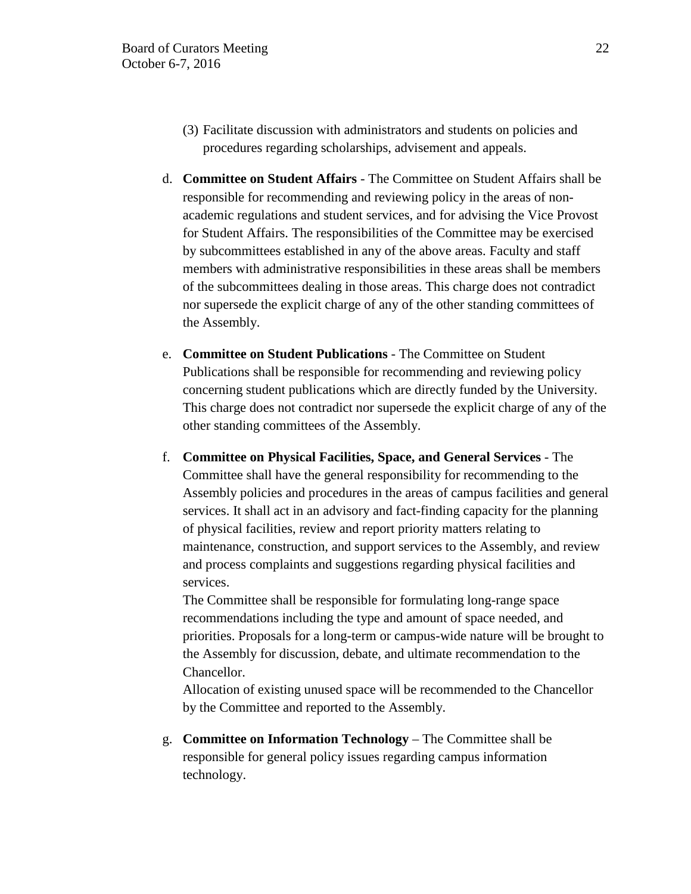(3) Facilitate discussion with administrators and students on policies and procedures regarding scholarships, advisement and appeals.

d. **Committee on Student Affairs** - The Committee on Student Affairs shall be responsible for recommending and reviewing policy in the areas of non-academic regulations and student services, and for advising the Vice Provost for Student Affairs. The responsibilities of the Committee may be exercised by subcommittees established in any of the above areas. Faculty and staff members with administrative responsibilities in these areas shall be members of the subcommittees dealing in those areas. This charge does not contradict nor supersede the explicit charge of any of the other standing committees of the Assembly.

e. **Committee on Student Publications** - The Committee on Student Publications shall be responsible for recommending and reviewing policy concerning student publications which are directly funded by the University. This charge does not contradict nor supersede the explicit charge of any of the other standing committees of the Assembly.

f. **Committee on Physical Facilities, Space, and General Services** - The Committee shall have the general responsibility for recommending to the Assembly policies and procedures in the areas of campus facilities and general services. It shall act in an advisory and fact-finding capacity for the planning of physical facilities, review and report priority matters relating to maintenance, construction, and support services to the Assembly, and review and process complaints and suggestions regarding physical facilities and services.
The Committee shall be responsible for formulating long-range space recommendations including the type and amount of space needed, and priorities. Proposals for a long-term or campus-wide nature will be brought to the Assembly for discussion, debate, and ultimate recommendation to the Chancellor.
Allocation of existing unused space will be recommended to the Chancellor by the Committee and reported to the Assembly.

g. **Committee on Information Technology** – The Committee shall be responsible for general policy issues regarding campus information technology.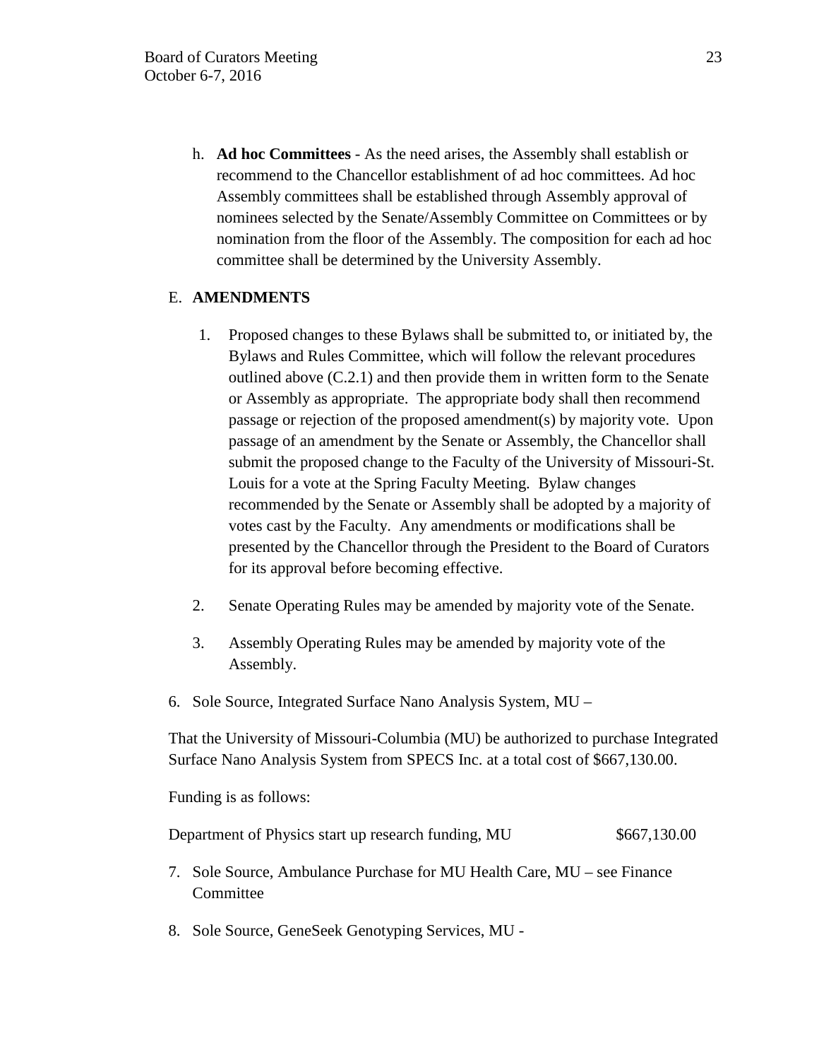h. **Ad hoc Committees** - As the need arises, the Assembly shall establish or recommend to the Chancellor establishment of ad hoc committees. Ad hoc Assembly committees shall be established through Assembly approval of nominees selected by the Senate/Assembly Committee on Committees or by nomination from the floor of the Assembly. The composition for each ad hoc committee shall be determined by the University Assembly.

E. **AMENDMENTS**

1. Proposed changes to these Bylaws shall be submitted to, or initiated by, the Bylaws and Rules Committee, which will follow the relevant procedures outlined above (C.2.1) and then provide them in written form to the Senate or Assembly as appropriate. The appropriate body shall then recommend passage or rejection of the proposed amendment(s) by majority vote. Upon passage of an amendment by the Senate or Assembly, the Chancellor shall submit the proposed change to the Faculty of the University of Missouri-St. Louis for a vote at the Spring Faculty Meeting. Bylaw changes recommended by the Senate or Assembly shall be adopted by a majority of votes cast by the Faculty. Any amendments or modifications shall be presented by the Chancellor through the President to the Board of Curators for its approval before becoming effective.

2. Senate Operating Rules may be amended by majority vote of the Senate.

3. Assembly Operating Rules may be amended by majority vote of the Assembly.

6. Sole Source, Integrated Surface Nano Analysis System, MU –

That the University of Missouri-Columbia (MU) be authorized to purchase Integrated Surface Nano Analysis System from SPECS Inc. at a total cost of $667,130.00.

Funding is as follows:

Department of Physics start up research funding, MU $667,130.00

7. Sole Source, Ambulance Purchase for MU Health Care, MU – see Finance Committee

8. Sole Source, GeneSeek Genotyping Services, MU -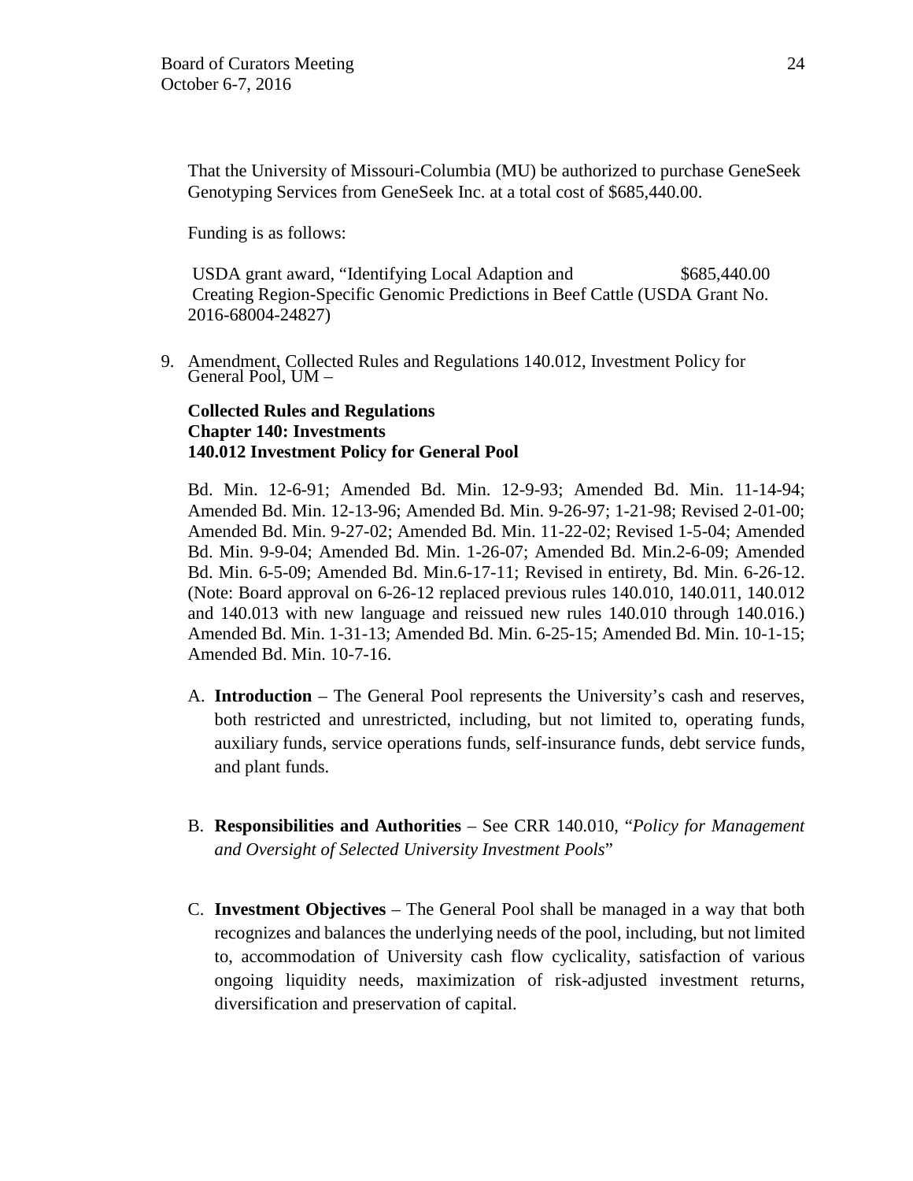That the University of Missouri-Columbia (MU) be authorized to purchase GeneSeek Genotyping Services from GeneSeek Inc. at a total cost of $685,440.00.

Funding is as follows:

| | |
|---|---|
| USDA grant award, "Identifying Local Adaption and Creating Region-Specific Genomic Predictions in Beef Cattle (USDA Grant No. 2016-68004-24827) | $685,440.00 |

9. Amendment, Collected Rules and Regulations 140.012, Investment Policy for General Pool, UM –

**Collected Rules and Regulations**
**Chapter 140: Investments**
**140.012 Investment Policy for General Pool**

Bd. Min. 12-6-91; Amended Bd. Min. 12-9-93; Amended Bd. Min. 11-14-94; Amended Bd. Min. 12-13-96; Amended Bd. Min. 9-26-97; 1-21-98; Revised 2-01-00; Amended Bd. Min. 9-27-02; Amended Bd. Min. 11-22-02; Revised 1-5-04; Amended Bd. Min. 9-9-04; Amended Bd. Min. 1-26-07; Amended Bd. Min.2-6-09; Amended Bd. Min. 6-5-09; Amended Bd. Min.6-17-11; Revised in entirety, Bd. Min. 6-26-12. (Note: Board approval on 6-26-12 replaced previous rules 140.010, 140.011, 140.012 and 140.013 with new language and reissued new rules 140.010 through 140.016.) Amended Bd. Min. 1-31-13; Amended Bd. Min. 6-25-15; Amended Bd. Min. 10-1-15; Amended Bd. Min. 10-7-16.

A. **Introduction** – The General Pool represents the University's cash and reserves, both restricted and unrestricted, including, but not limited to, operating funds, auxiliary funds, service operations funds, self-insurance funds, debt service funds, and plant funds.

B. **Responsibilities and Authorities** – See CRR 140.010, "*Policy for Management and Oversight of Selected University Investment Pools*"

C. **Investment Objectives** – The General Pool shall be managed in a way that both recognizes and balances the underlying needs of the pool, including, but not limited to, accommodation of University cash flow cyclicality, satisfaction of various ongoing liquidity needs, maximization of risk-adjusted investment returns, diversification and preservation of capital.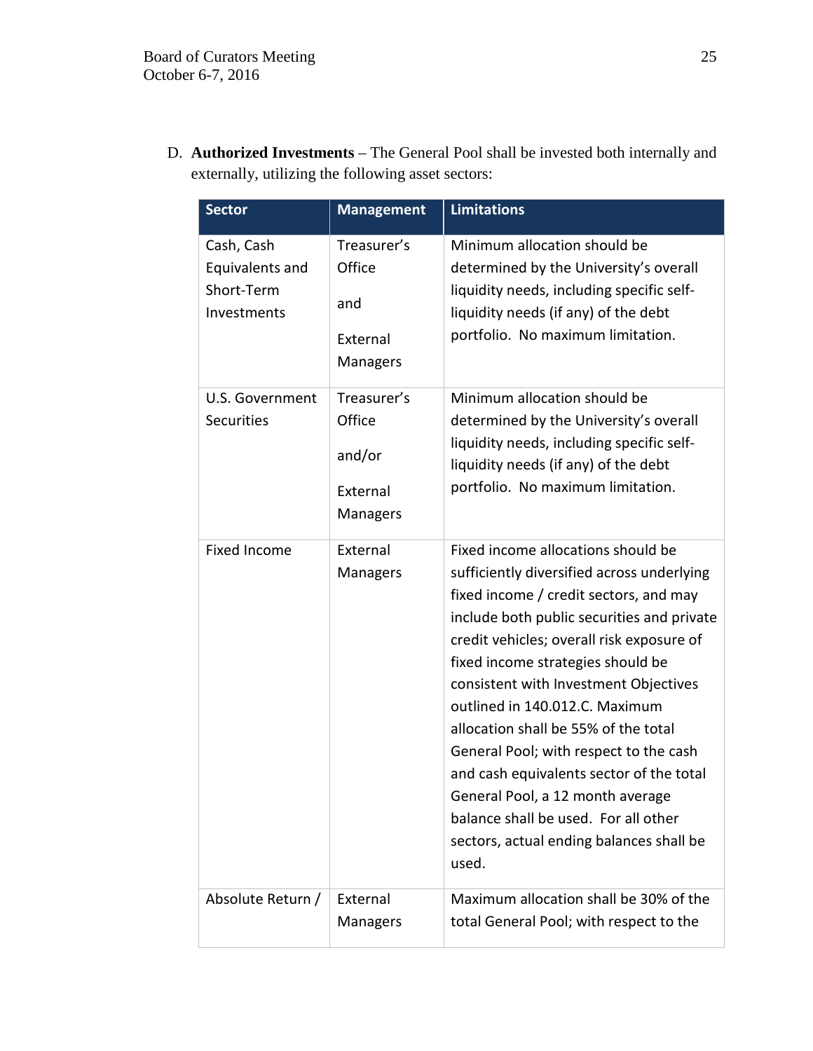D. **Authorized Investments** – The General Pool shall be invested both internally and externally, utilizing the following asset sectors:

| Sector | Management | Limitations |
|---|---|---|
| Cash, Cash Equivalents and Short-Term Investments | Treasurer's Office and External Managers | Minimum allocation should be determined by the University's overall liquidity needs, including specific self-liquidity needs (if any) of the debt portfolio. No maximum limitation. |
| U.S. Government Securities | Treasurer's Office and/or External Managers | Minimum allocation should be determined by the University's overall liquidity needs, including specific self-liquidity needs (if any) of the debt portfolio. No maximum limitation. |
| Fixed Income | External Managers | Fixed income allocations should be sufficiently diversified across underlying fixed income / credit sectors, and may include both public securities and private credit vehicles; overall risk exposure of fixed income strategies should be consistent with Investment Objectives outlined in 140.012.C. Maximum allocation shall be 55% of the total General Pool; with respect to the cash and cash equivalents sector of the total General Pool, a 12 month average balance shall be used. For all other sectors, actual ending balances shall be used. |
| Absolute Return / | External Managers | Maximum allocation shall be 30% of the total General Pool; with respect to the |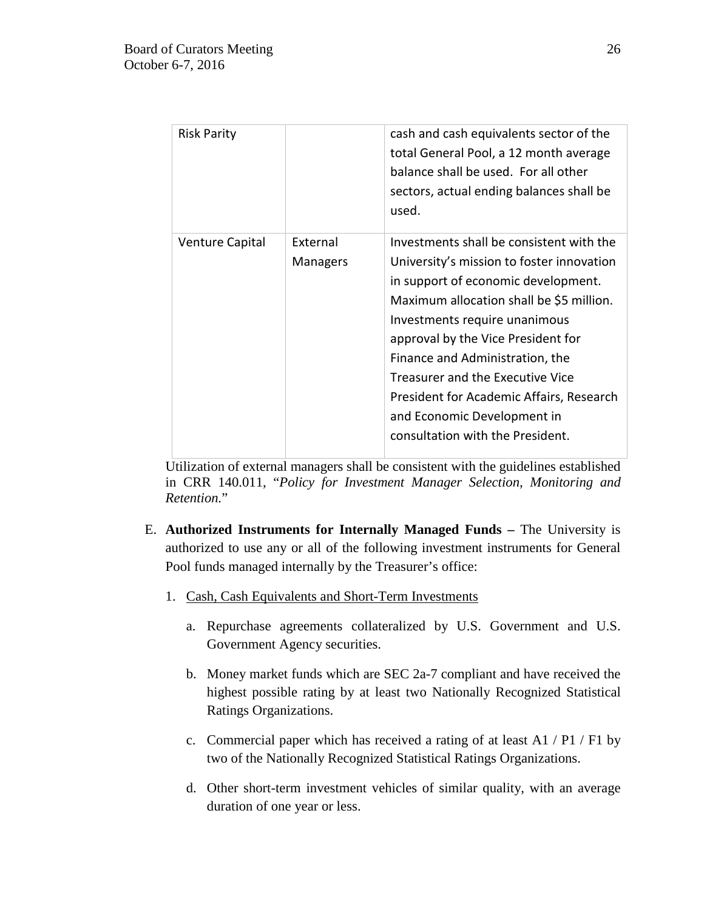| | | |
|---|---|---|
| Risk Parity | | cash and cash equivalents sector of the total General Pool, a 12 month average balance shall be used. For all other sectors, actual ending balances shall be used. |
| Venture Capital | External Managers | Investments shall be consistent with the University's mission to foster innovation in support of economic development. Maximum allocation shall be $5 million. Investments require unanimous approval by the Vice President for Finance and Administration, the Treasurer and the Executive Vice President for Academic Affairs, Research and Economic Development in consultation with the President. |

Utilization of external managers shall be consistent with the guidelines established in CRR 140.011, "*Policy for Investment Manager Selection, Monitoring and Retention.*"

E. **Authorized Instruments for Internally Managed Funds –** The University is authorized to use any or all of the following investment instruments for General Pool funds managed internally by the Treasurer's office:

   1. Cash, Cash Equivalents and Short-Term Investments

      a. Repurchase agreements collateralized by U.S. Government and U.S. Government Agency securities.

      b. Money market funds which are SEC 2a-7 compliant and have received the highest possible rating by at least two Nationally Recognized Statistical Ratings Organizations.

      c. Commercial paper which has received a rating of at least A1 / P1 / F1 by two of the Nationally Recognized Statistical Ratings Organizations.

      d. Other short-term investment vehicles of similar quality, with an average duration of one year or less.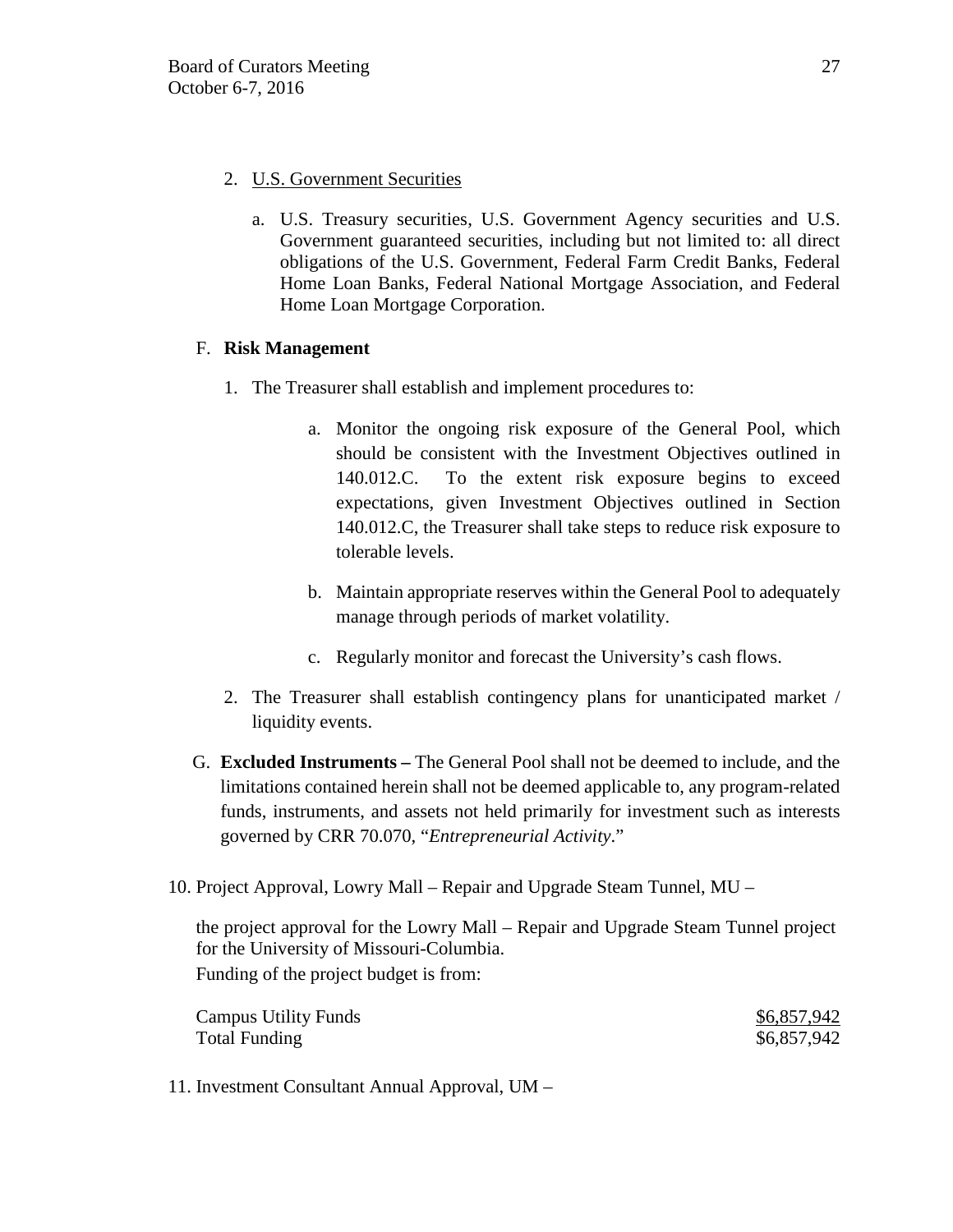2. U.S. Government Securities

   a. U.S. Treasury securities, U.S. Government Agency securities and U.S. Government guaranteed securities, including but not limited to: all direct obligations of the U.S. Government, Federal Farm Credit Banks, Federal Home Loan Banks, Federal National Mortgage Association, and Federal Home Loan Mortgage Corporation.

F. **Risk Management**

1. The Treasurer shall establish and implement procedures to:

   a. Monitor the ongoing risk exposure of the General Pool, which should be consistent with the Investment Objectives outlined in 140.012.C. To the extent risk exposure begins to exceed expectations, given Investment Objectives outlined in Section 140.012.C, the Treasurer shall take steps to reduce risk exposure to tolerable levels.

   b. Maintain appropriate reserves within the General Pool to adequately manage through periods of market volatility.

   c. Regularly monitor and forecast the University's cash flows.

2. The Treasurer shall establish contingency plans for unanticipated market / liquidity events.

G. **Excluded Instruments –** The General Pool shall not be deemed to include, and the limitations contained herein shall not be deemed applicable to, any program-related funds, instruments, and assets not held primarily for investment such as interests governed by CRR 70.070, "*Entrepreneurial Activity*."

10. Project Approval, Lowry Mall – Repair and Upgrade Steam Tunnel, MU –

the project approval for the Lowry Mall – Repair and Upgrade Steam Tunnel project for the University of Missouri-Columbia.
Funding of the project budget is from:

| | |
|---|---|
| Campus Utility Funds | $6,857,942 |
| Total Funding | $6,857,942 |

11. Investment Consultant Annual Approval, UM –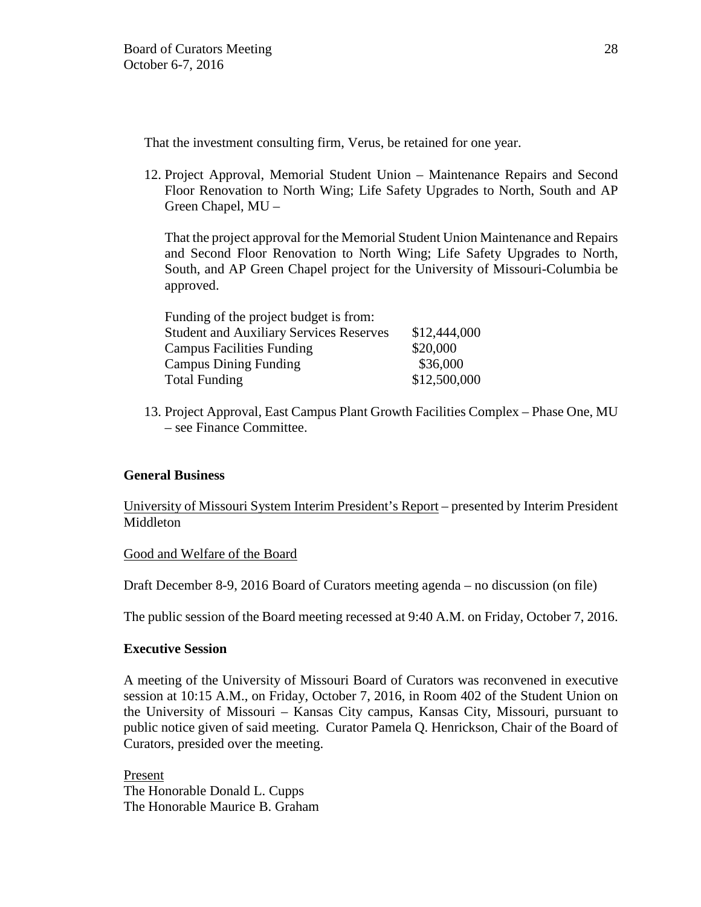That the investment consulting firm, Verus, be retained for one year.

12. Project Approval, Memorial Student Union – Maintenance Repairs and Second Floor Renovation to North Wing; Life Safety Upgrades to North, South and AP Green Chapel, MU –

    That the project approval for the Memorial Student Union Maintenance and Repairs and Second Floor Renovation to North Wing; Life Safety Upgrades to North, South, and AP Green Chapel project for the University of Missouri-Columbia be approved.

    | Funding of the project budget is from: | |
    |---|---|
    | Student and Auxiliary Services Reserves | $12,444,000 |
    | Campus Facilities Funding | $20,000 |
    | Campus Dining Funding | $36,000 |
    | Total Funding | $12,500,000 |

13. Project Approval, East Campus Plant Growth Facilities Complex – Phase One, MU – see Finance Committee.

**General Business**

University of Missouri System Interim President's Report – presented by Interim President Middleton

Good and Welfare of the Board

Draft December 8-9, 2016 Board of Curators meeting agenda – no discussion (on file)

The public session of the Board meeting recessed at 9:40 A.M. on Friday, October 7, 2016.

**Executive Session**

A meeting of the University of Missouri Board of Curators was reconvened in executive session at 10:15 A.M., on Friday, October 7, 2016, in Room 402 of the Student Union on the University of Missouri – Kansas City campus, Kansas City, Missouri, pursuant to public notice given of said meeting. Curator Pamela Q. Henrickson, Chair of the Board of Curators, presided over the meeting.

Present
The Honorable Donald L. Cupps
The Honorable Maurice B. Graham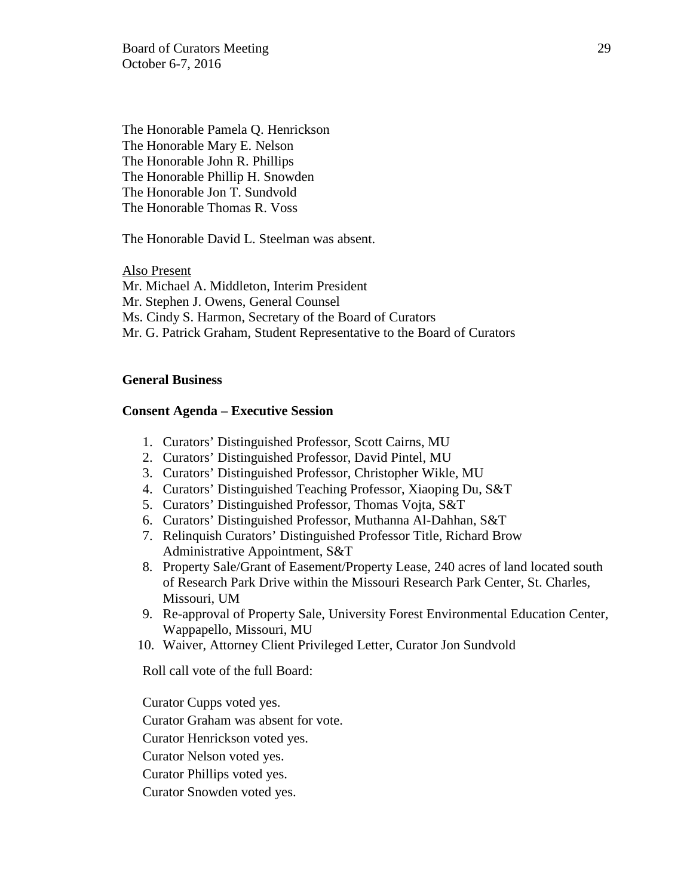The Honorable Pamela Q. Henrickson
The Honorable Mary E. Nelson
The Honorable John R. Phillips
The Honorable Phillip H. Snowden
The Honorable Jon T. Sundvold
The Honorable Thomas R. Voss

The Honorable David L. Steelman was absent.

Also Present
Mr. Michael A. Middleton, Interim President
Mr. Stephen J. Owens, General Counsel
Ms. Cindy S. Harmon, Secretary of the Board of Curators
Mr. G. Patrick Graham, Student Representative to the Board of Curators

**General Business**

**Consent Agenda – Executive Session**

1. Curators' Distinguished Professor, Scott Cairns, MU
2. Curators' Distinguished Professor, David Pintel, MU
3. Curators' Distinguished Professor, Christopher Wikle, MU
4. Curators' Distinguished Teaching Professor, Xiaoping Du, S&T
5. Curators' Distinguished Professor, Thomas Vojta, S&T
6. Curators' Distinguished Professor, Muthanna Al-Dahhan, S&T
7. Relinquish Curators' Distinguished Professor Title, Richard Brow Administrative Appointment, S&T
8. Property Sale/Grant of Easement/Property Lease, 240 acres of land located south of Research Park Drive within the Missouri Research Park Center, St. Charles, Missouri, UM
9. Re-approval of Property Sale, University Forest Environmental Education Center, Wappapello, Missouri, MU
10. Waiver, Attorney Client Privileged Letter, Curator Jon Sundvold

Roll call vote of the full Board:

Curator Cupps voted yes.
Curator Graham was absent for vote.
Curator Henrickson voted yes.
Curator Nelson voted yes.
Curator Phillips voted yes.
Curator Snowden voted yes.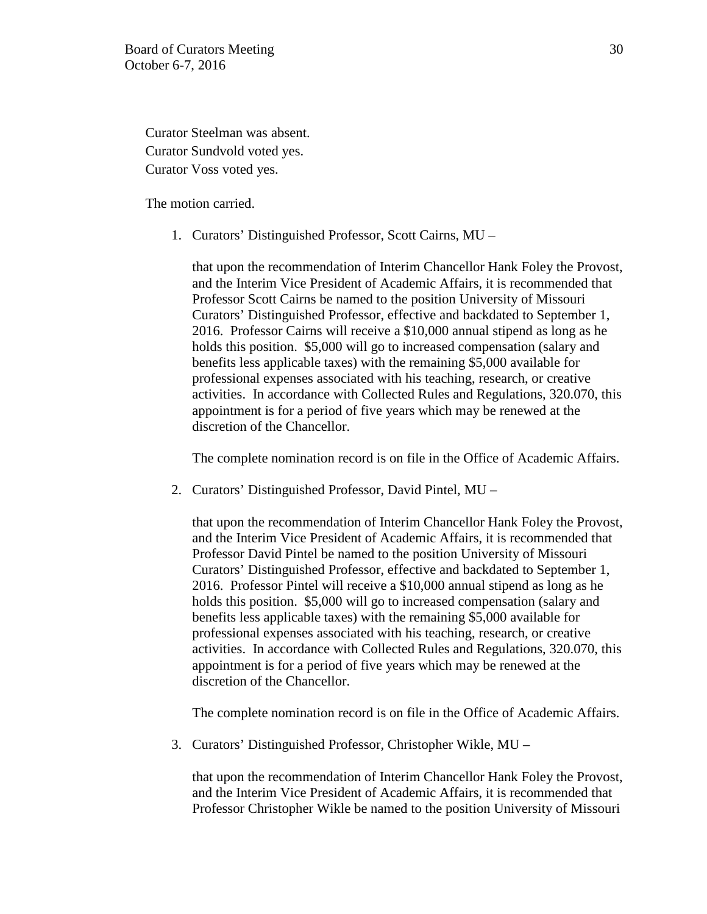Curator Steelman was absent.
Curator Sundvold voted yes.
Curator Voss voted yes.

The motion carried.

1. Curators' Distinguished Professor, Scott Cairns, MU –

   that upon the recommendation of Interim Chancellor Hank Foley the Provost, and the Interim Vice President of Academic Affairs, it is recommended that Professor Scott Cairns be named to the position University of Missouri Curators' Distinguished Professor, effective and backdated to September 1, 2016. Professor Cairns will receive a $10,000 annual stipend as long as he holds this position. $5,000 will go to increased compensation (salary and benefits less applicable taxes) with the remaining $5,000 available for professional expenses associated with his teaching, research, or creative activities. In accordance with Collected Rules and Regulations, 320.070, this appointment is for a period of five years which may be renewed at the discretion of the Chancellor.

   The complete nomination record is on file in the Office of Academic Affairs.

2. Curators' Distinguished Professor, David Pintel, MU –

   that upon the recommendation of Interim Chancellor Hank Foley the Provost, and the Interim Vice President of Academic Affairs, it is recommended that Professor David Pintel be named to the position University of Missouri Curators' Distinguished Professor, effective and backdated to September 1, 2016. Professor Pintel will receive a $10,000 annual stipend as long as he holds this position. $5,000 will go to increased compensation (salary and benefits less applicable taxes) with the remaining $5,000 available for professional expenses associated with his teaching, research, or creative activities. In accordance with Collected Rules and Regulations, 320.070, this appointment is for a period of five years which may be renewed at the discretion of the Chancellor.

   The complete nomination record is on file in the Office of Academic Affairs.

3. Curators' Distinguished Professor, Christopher Wikle, MU –

   that upon the recommendation of Interim Chancellor Hank Foley the Provost, and the Interim Vice President of Academic Affairs, it is recommended that Professor Christopher Wikle be named to the position University of Missouri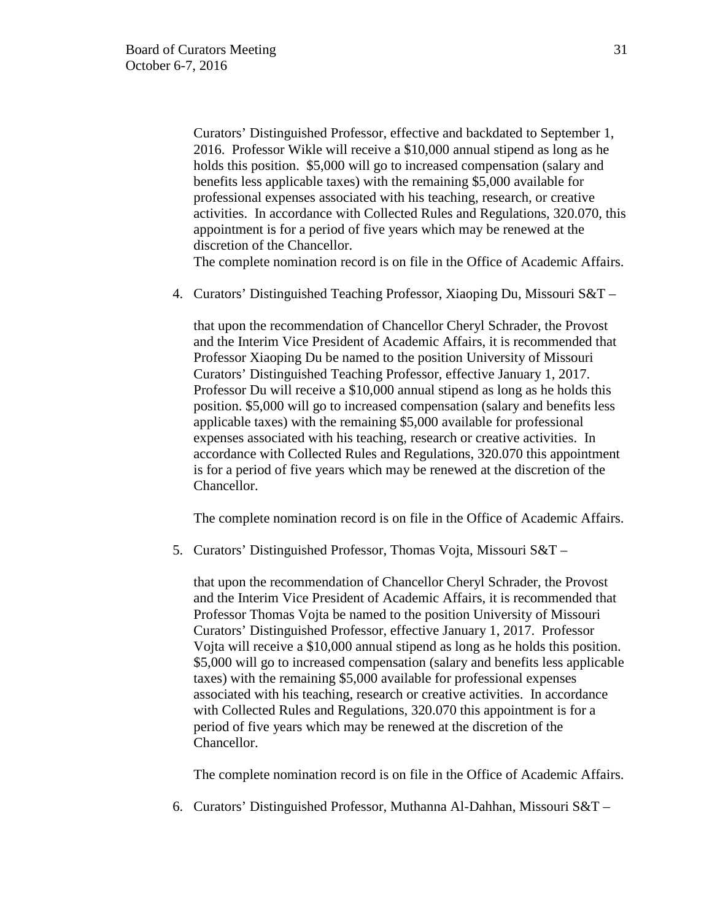Curators' Distinguished Professor, effective and backdated to September 1, 2016. Professor Wikle will receive a $10,000 annual stipend as long as he holds this position. $5,000 will go to increased compensation (salary and benefits less applicable taxes) with the remaining $5,000 available for professional expenses associated with his teaching, research, or creative activities. In accordance with Collected Rules and Regulations, 320.070, this appointment is for a period of five years which may be renewed at the discretion of the Chancellor.
The complete nomination record is on file in the Office of Academic Affairs.

4. Curators' Distinguished Teaching Professor, Xiaoping Du, Missouri S&T –

   that upon the recommendation of Chancellor Cheryl Schrader, the Provost and the Interim Vice President of Academic Affairs, it is recommended that Professor Xiaoping Du be named to the position University of Missouri Curators' Distinguished Teaching Professor, effective January 1, 2017. Professor Du will receive a $10,000 annual stipend as long as he holds this position. $5,000 will go to increased compensation (salary and benefits less applicable taxes) with the remaining $5,000 available for professional expenses associated with his teaching, research or creative activities. In accordance with Collected Rules and Regulations, 320.070 this appointment is for a period of five years which may be renewed at the discretion of the Chancellor.

   The complete nomination record is on file in the Office of Academic Affairs.

5. Curators' Distinguished Professor, Thomas Vojta, Missouri S&T –

   that upon the recommendation of Chancellor Cheryl Schrader, the Provost and the Interim Vice President of Academic Affairs, it is recommended that Professor Thomas Vojta be named to the position University of Missouri Curators' Distinguished Professor, effective January 1, 2017. Professor Vojta will receive a $10,000 annual stipend as long as he holds this position. $5,000 will go to increased compensation (salary and benefits less applicable taxes) with the remaining $5,000 available for professional expenses associated with his teaching, research or creative activities. In accordance with Collected Rules and Regulations, 320.070 this appointment is for a period of five years which may be renewed at the discretion of the Chancellor.

   The complete nomination record is on file in the Office of Academic Affairs.

6. Curators' Distinguished Professor, Muthanna Al-Dahhan, Missouri S&T –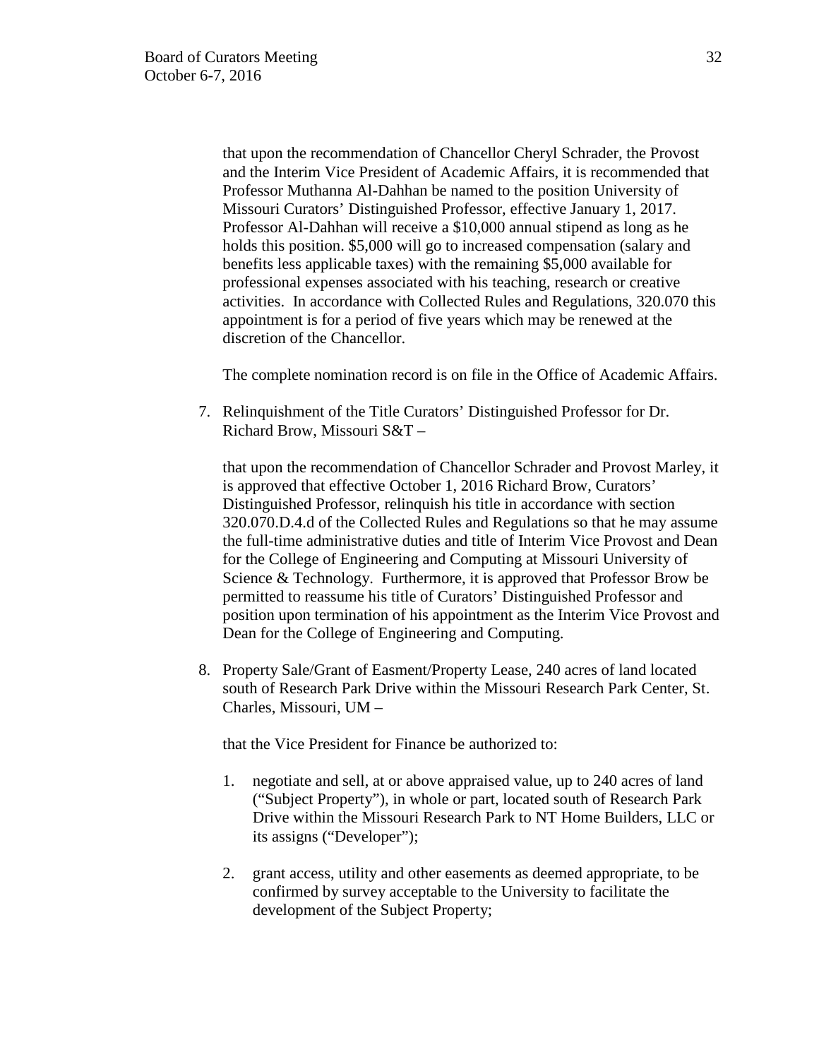that upon the recommendation of Chancellor Cheryl Schrader, the Provost and the Interim Vice President of Academic Affairs, it is recommended that Professor Muthanna Al-Dahhan be named to the position University of Missouri Curators' Distinguished Professor, effective January 1, 2017. Professor Al-Dahhan will receive a $10,000 annual stipend as long as he holds this position. $5,000 will go to increased compensation (salary and benefits less applicable taxes) with the remaining $5,000 available for professional expenses associated with his teaching, research or creative activities. In accordance with Collected Rules and Regulations, 320.070 this appointment is for a period of five years which may be renewed at the discretion of the Chancellor.

The complete nomination record is on file in the Office of Academic Affairs.

7. Relinquishment of the Title Curators' Distinguished Professor for Dr. Richard Brow, Missouri S&T –

   that upon the recommendation of Chancellor Schrader and Provost Marley, it is approved that effective October 1, 2016 Richard Brow, Curators' Distinguished Professor, relinquish his title in accordance with section 320.070.D.4.d of the Collected Rules and Regulations so that he may assume the full-time administrative duties and title of Interim Vice Provost and Dean for the College of Engineering and Computing at Missouri University of Science & Technology. Furthermore, it is approved that Professor Brow be permitted to reassume his title of Curators' Distinguished Professor and position upon termination of his appointment as the Interim Vice Provost and Dean for the College of Engineering and Computing.

8. Property Sale/Grant of Easment/Property Lease, 240 acres of land located south of Research Park Drive within the Missouri Research Park Center, St. Charles, Missouri, UM –

   that the Vice President for Finance be authorized to:

   1. negotiate and sell, at or above appraised value, up to 240 acres of land ("Subject Property"), in whole or part, located south of Research Park Drive within the Missouri Research Park to NT Home Builders, LLC or its assigns ("Developer");

   2. grant access, utility and other easements as deemed appropriate, to be confirmed by survey acceptable to the University to facilitate the development of the Subject Property;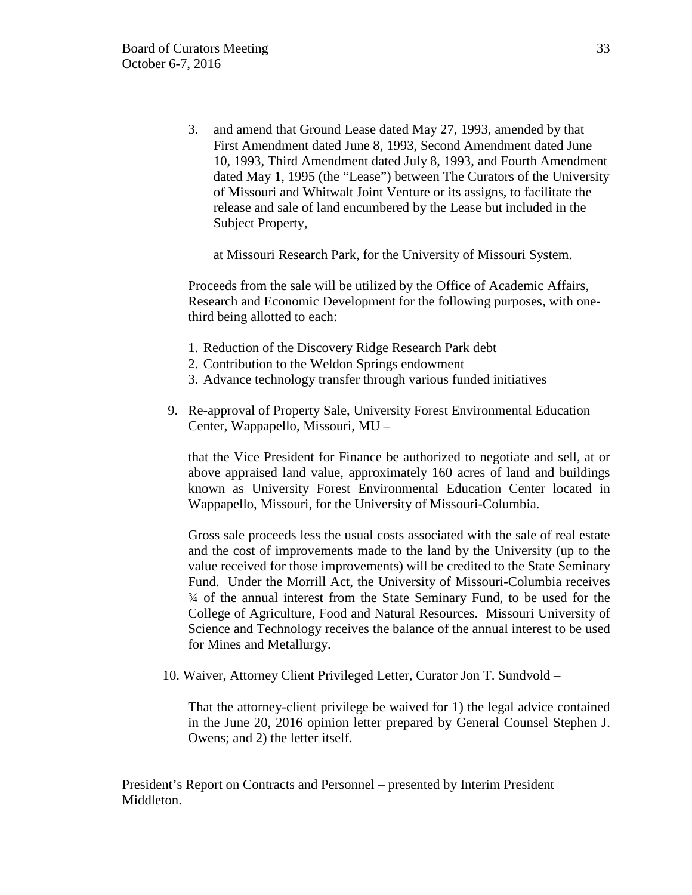3. and amend that Ground Lease dated May 27, 1993, amended by that First Amendment dated June 8, 1993, Second Amendment dated June 10, 1993, Third Amendment dated July 8, 1993, and Fourth Amendment dated May 1, 1995 (the "Lease") between The Curators of the University of Missouri and Whitwalt Joint Venture or its assigns, to facilitate the release and sale of land encumbered by the Lease but included in the Subject Property,

   at Missouri Research Park, for the University of Missouri System.

Proceeds from the sale will be utilized by the Office of Academic Affairs, Research and Economic Development for the following purposes, with one-third being allotted to each:

1. Reduction of the Discovery Ridge Research Park debt
2. Contribution to the Weldon Springs endowment
3. Advance technology transfer through various funded initiatives

9. Re-approval of Property Sale, University Forest Environmental Education Center, Wappapello, Missouri, MU –

   that the Vice President for Finance be authorized to negotiate and sell, at or above appraised land value, approximately 160 acres of land and buildings known as University Forest Environmental Education Center located in Wappapello, Missouri, for the University of Missouri-Columbia.

   Gross sale proceeds less the usual costs associated with the sale of real estate and the cost of improvements made to the land by the University (up to the value received for those improvements) will be credited to the State Seminary Fund. Under the Morrill Act, the University of Missouri-Columbia receives ¾ of the annual interest from the State Seminary Fund, to be used for the College of Agriculture, Food and Natural Resources. Missouri University of Science and Technology receives the balance of the annual interest to be used for Mines and Metallurgy.

10. Waiver, Attorney Client Privileged Letter, Curator Jon T. Sundvold –

    That the attorney-client privilege be waived for 1) the legal advice contained in the June 20, 2016 opinion letter prepared by General Counsel Stephen J. Owens; and 2) the letter itself.

<u>President's Report on Contracts and Personnel</u> – presented by Interim President Middleton.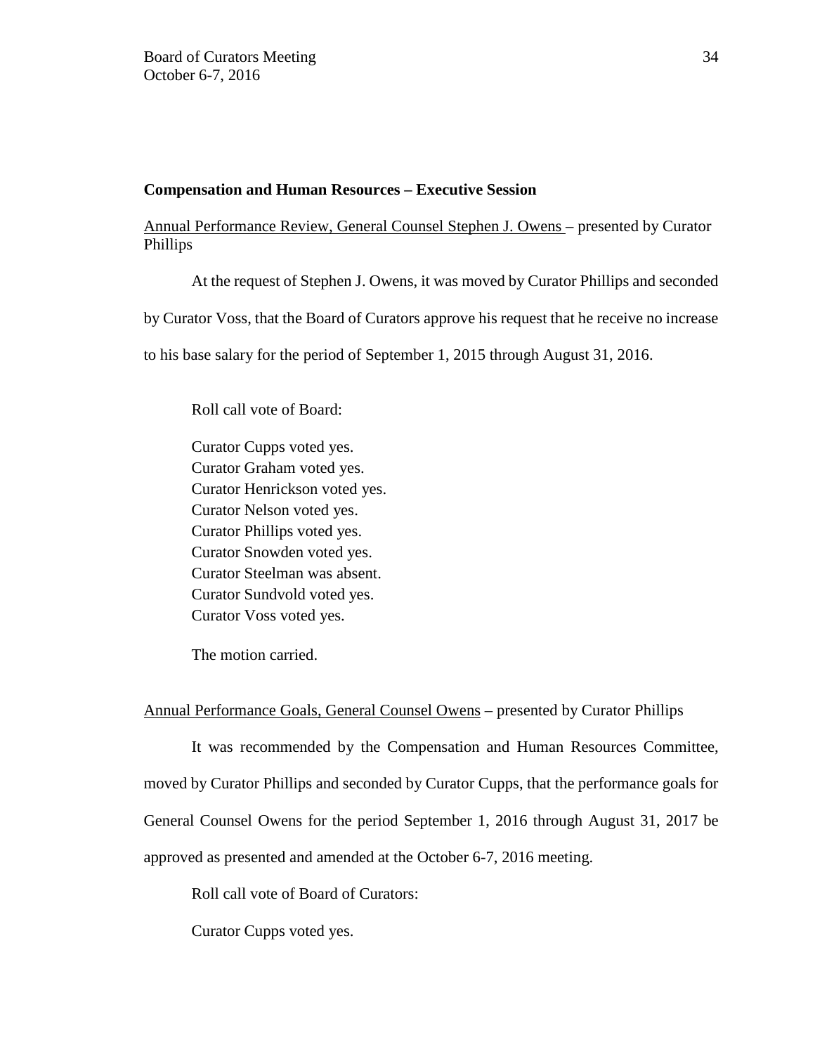**Compensation and Human Resources – Executive Session**

Annual Performance Review, General Counsel Stephen J. Owens – presented by Curator Phillips

At the request of Stephen J. Owens, it was moved by Curator Phillips and seconded by Curator Voss, that the Board of Curators approve his request that he receive no increase to his base salary for the period of September 1, 2015 through August 31, 2016.

Roll call vote of Board:

Curator Cupps voted yes.
Curator Graham voted yes.
Curator Henrickson voted yes.
Curator Nelson voted yes.
Curator Phillips voted yes.
Curator Snowden voted yes.
Curator Steelman was absent.
Curator Sundvold voted yes.
Curator Voss voted yes.

The motion carried.

Annual Performance Goals, General Counsel Owens – presented by Curator Phillips

It was recommended by the Compensation and Human Resources Committee, moved by Curator Phillips and seconded by Curator Cupps, that the performance goals for General Counsel Owens for the period September 1, 2016 through August 31, 2017 be approved as presented and amended at the October 6-7, 2016 meeting.

Roll call vote of Board of Curators:

Curator Cupps voted yes.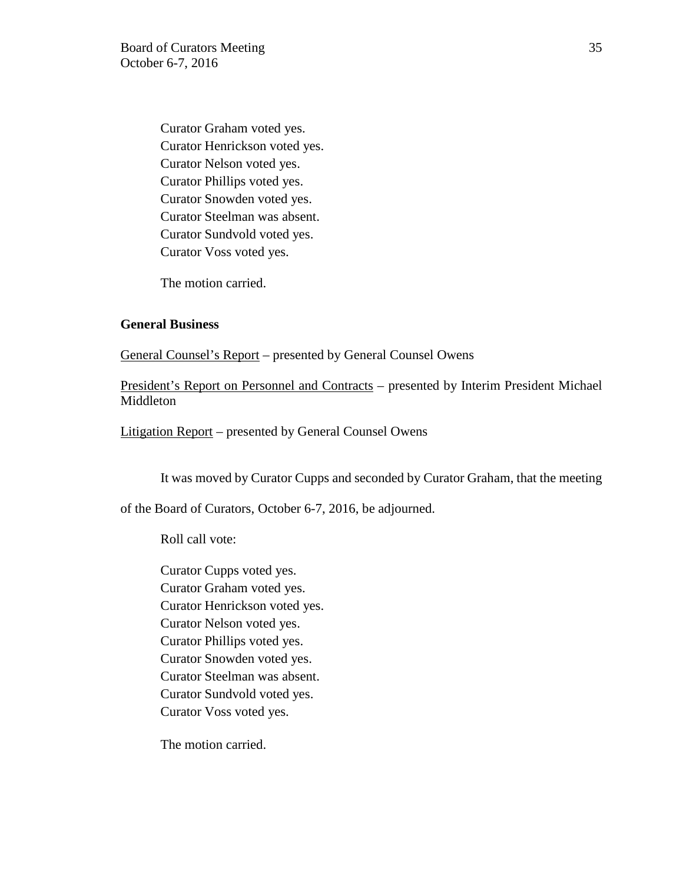Curator Graham voted yes.
Curator Henrickson voted yes.
Curator Nelson voted yes.
Curator Phillips voted yes.
Curator Snowden voted yes.
Curator Steelman was absent.
Curator Sundvold voted yes.
Curator Voss voted yes.

The motion carried.

**General Business**

General Counsel's Report – presented by General Counsel Owens

President's Report on Personnel and Contracts – presented by Interim President Michael Middleton

Litigation Report – presented by General Counsel Owens

It was moved by Curator Cupps and seconded by Curator Graham, that the meeting of the Board of Curators, October 6-7, 2016, be adjourned.

Roll call vote:

Curator Cupps voted yes.
Curator Graham voted yes.
Curator Henrickson voted yes.
Curator Nelson voted yes.
Curator Phillips voted yes.
Curator Snowden voted yes.
Curator Steelman was absent.
Curator Sundvold voted yes.
Curator Voss voted yes.

The motion carried.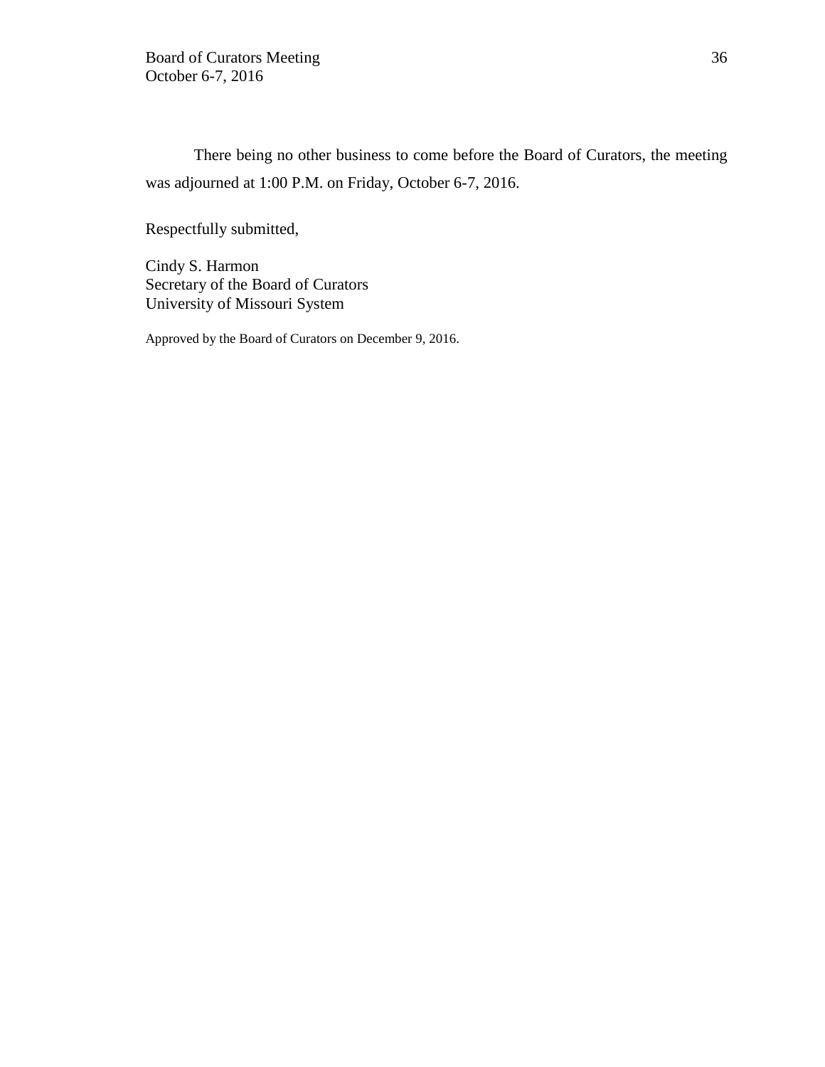There being no other business to come before the Board of Curators, the meeting was adjourned at 1:00 P.M. on Friday, October 6-7, 2016.

Respectfully submitted,

Cindy S. Harmon
Secretary of the Board of Curators
University of Missouri System

Approved by the Board of Curators on December 9, 2016.